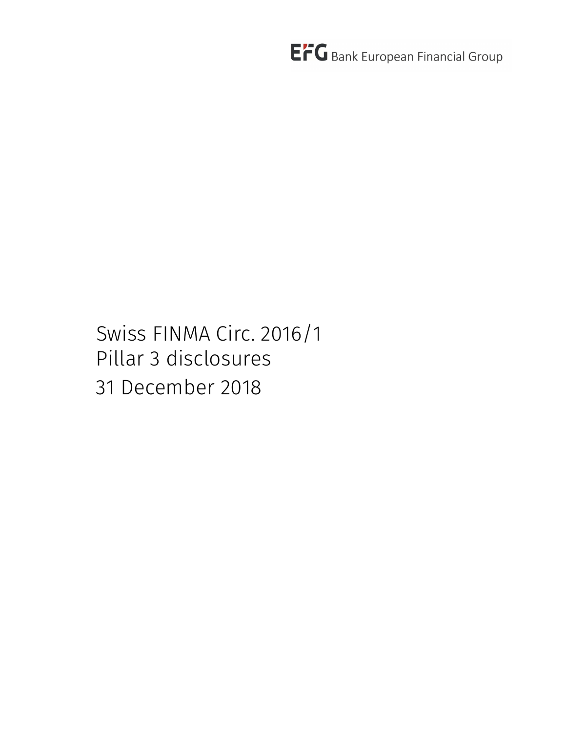EFG Bank European Financial Group

# Swiss FINMA Circ. 2016/1
# Pillar 3 disclosures
# 31 December 2018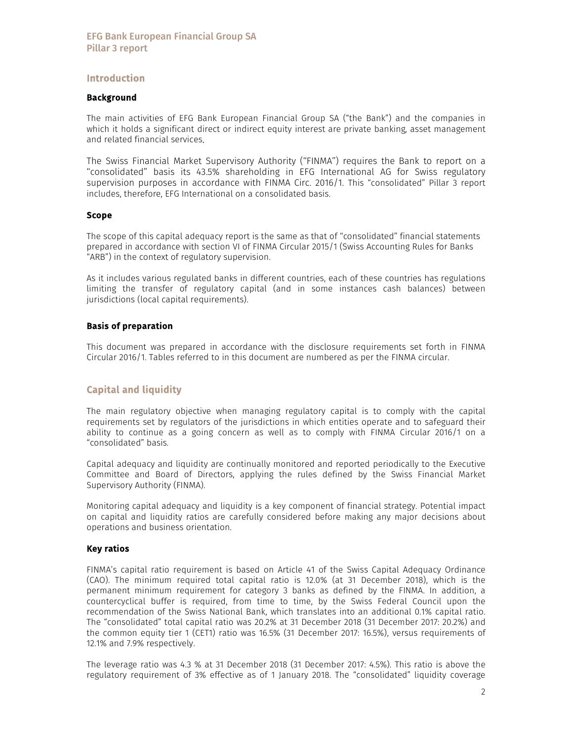## Introduction

### Background

The main activities of EFG Bank European Financial Group SA ("the Bank") and the companies in which it holds a significant direct or indirect equity interest are private banking, asset management and related financial services.

The Swiss Financial Market Supervisory Authority ("FINMA") requires the Bank to report on a "consolidated" basis its 43.5% shareholding in EFG International AG for Swiss regulatory supervision purposes in accordance with FINMA Circ. 2016/1. This "consolidated" Pillar 3 report includes, therefore, EFG International on a consolidated basis.

### Scope

The scope of this capital adequacy report is the same as that of "consolidated" financial statements prepared in accordance with section VI of FINMA Circular 2015/1 (Swiss Accounting Rules for Banks "ARB") in the context of regulatory supervision.

As it includes various regulated banks in different countries, each of these countries has regulations limiting the transfer of regulatory capital (and in some instances cash balances) between jurisdictions (local capital requirements).

### Basis of preparation

This document was prepared in accordance with the disclosure requirements set forth in FINMA Circular 2016/1. Tables referred to in this document are numbered as per the FINMA circular.

## Capital and liquidity

The main regulatory objective when managing regulatory capital is to comply with the capital requirements set by regulators of the jurisdictions in which entities operate and to safeguard their ability to continue as a going concern as well as to comply with FINMA Circular 2016/1 on a "consolidated" basis.

Capital adequacy and liquidity are continually monitored and reported periodically to the Executive Committee and Board of Directors, applying the rules defined by the Swiss Financial Market Supervisory Authority (FINMA).

Monitoring capital adequacy and liquidity is a key component of financial strategy. Potential impact on capital and liquidity ratios are carefully considered before making any major decisions about operations and business orientation.

### Key ratios

FINMA's capital ratio requirement is based on Article 41 of the Swiss Capital Adequacy Ordinance (CAO). The minimum required total capital ratio is 12.0% (at 31 December 2018), which is the permanent minimum requirement for category 3 banks as defined by the FINMA. In addition, a countercyclical buffer is required, from time to time, by the Swiss Federal Council upon the recommendation of the Swiss National Bank, which translates into an additional 0.1% capital ratio. The "consolidated" total capital ratio was 20.2% at 31 December 2018 (31 December 2017: 20.2%) and the common equity tier 1 (CET1) ratio was 16.5% (31 December 2017: 16.5%), versus requirements of 12.1% and 7.9% respectively.

The leverage ratio was 4.3 % at 31 December 2018 (31 December 2017: 4.5%). This ratio is above the regulatory requirement of 3% effective as of 1 January 2018. The "consolidated" liquidity coverage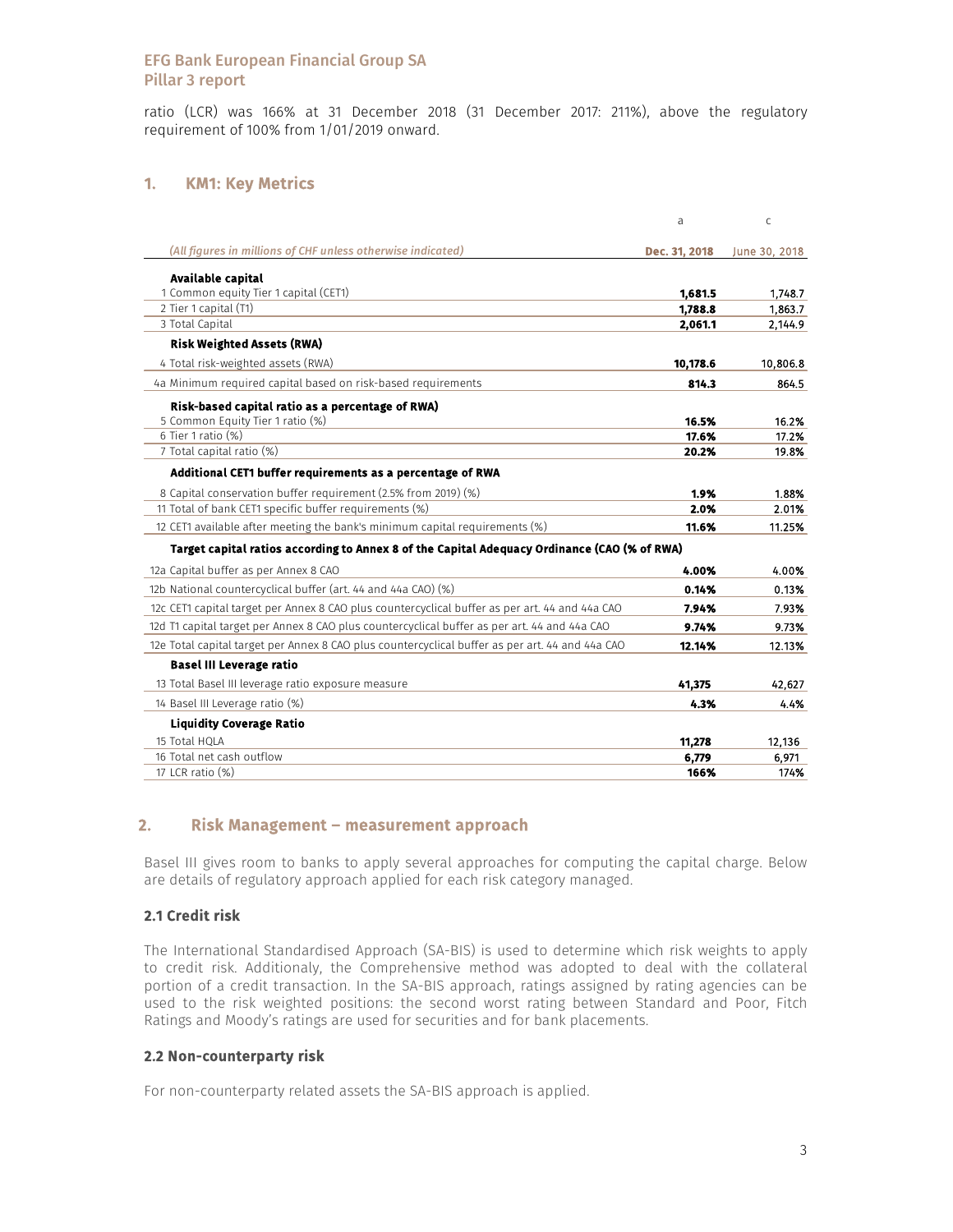ratio (LCR) was 166% at 31 December 2018 (31 December 2017: 211%), above the regulatory requirement of 100% from 1/01/2019 onward.

## 1. KM1: Key Metrics

| | a | c |
|---|---|---|
| *(All figures in millions of CHF unless otherwise indicated)* | **Dec. 31, 2018** | June 30, 2018 |
| **Available capital** | | |
| 1 Common equity Tier 1 capital (CET1) | **1,681.5** | 1,748.7 |
| 2 Tier 1 capital (T1) | **1,788.8** | 1,863.7 |
| 3 Total Capital | **2,061.1** | 2,144.9 |
| **Risk Weighted Assets (RWA)** | | |
| 4 Total risk-weighted assets (RWA) | **10,178.6** | 10,806.8 |
| 4a Minimum required capital based on risk-based requirements | **814.3** | 864.5 |
| **Risk-based capital ratio as a percentage of RWA)** | | |
| 5 Common Equity Tier 1 ratio (%) | **16.5%** | 16.2% |
| 6 Tier 1 ratio (%) | **17.6%** | 17.2% |
| 7 Total capital ratio (%) | **20.2%** | 19.8% |
| **Additional CET1 buffer requirements as a percentage of RWA** | | |
| 8 Capital conservation buffer requirement (2.5% from 2019) (%) | **1.9%** | 1.88% |
| 11 Total of bank CET1 specific buffer requirements (%) | **2.0%** | 2.01% |
| 12 CET1 available after meeting the bank's minimum capital requirements (%) | **11.6%** | 11.25% |
| **Target capital ratios according to Annex 8 of the Capital Adequacy Ordinance (CAO (% of RWA)** | | |
| 12a Capital buffer as per Annex 8 CAO | **4.00%** | 4.00% |
| 12b National countercyclical buffer (art. 44 and 44a CAO) (%) | **0.14%** | 0.13% |
| 12c CET1 capital target per Annex 8 CAO plus countercyclical buffer as per art. 44 and 44a CAO | **7.94%** | 7.93% |
| 12d T1 capital target per Annex 8 CAO plus countercyclical buffer as per art. 44 and 44a CAO | **9.74%** | 9.73% |
| 12e Total capital target per Annex 8 CAO plus countercyclical buffer as per art. 44 and 44a CAO | **12.14%** | 12.13% |
| **Basel III Leverage ratio** | | |
| 13 Total Basel III leverage ratio exposure measure | **41,375** | 42,627 |
| 14 Basel III Leverage ratio (%) | **4.3%** | 4.4% |
| **Liquidity Coverage Ratio** | | |
| 15 Total HQLA | **11,278** | 12,136 |
| 16 Total net cash outflow | **6,779** | 6,971 |
| 17 LCR ratio (%) | **166%** | 174% |

## 2. Risk Management – measurement approach

Basel III gives room to banks to apply several approaches for computing the capital charge. Below are details of regulatory approach applied for each risk category managed.

### 2.1 Credit risk

The International Standardised Approach (SA-BIS) is used to determine which risk weights to apply to credit risk. Additionaly, the Comprehensive method was adopted to deal with the collateral portion of a credit transaction. In the SA-BIS approach, ratings assigned by rating agencies can be used to the risk weighted positions: the second worst rating between Standard and Poor, Fitch Ratings and Moody's ratings are used for securities and for bank placements.

### 2.2 Non-counterparty risk

For non-counterparty related assets the SA-BIS approach is applied.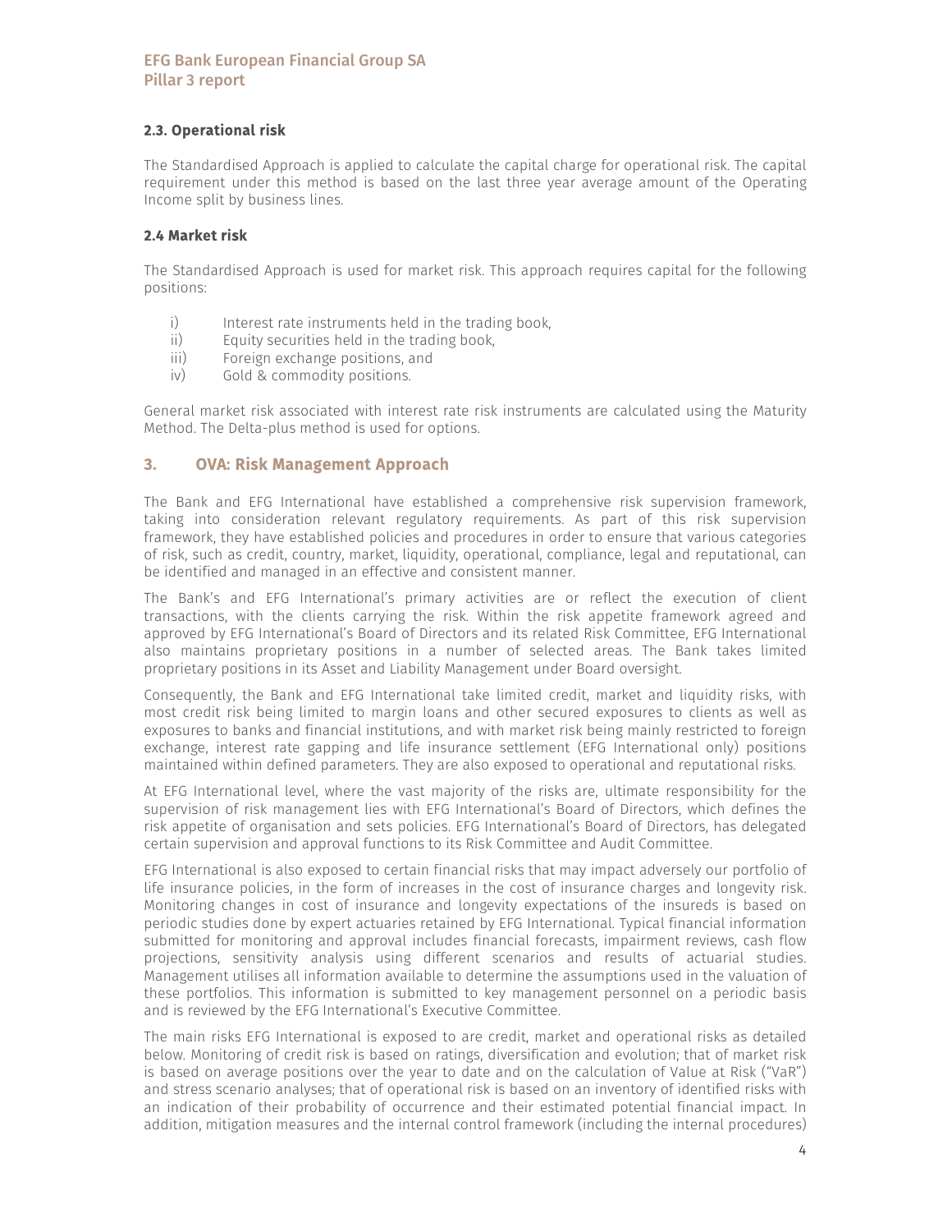### 2.3. Operational risk

The Standardised Approach is applied to calculate the capital charge for operational risk. The capital requirement under this method is based on the last three year average amount of the Operating Income split by business lines.

### 2.4 Market risk

The Standardised Approach is used for market risk. This approach requires capital for the following positions:

i) Interest rate instruments held in the trading book,
ii) Equity securities held in the trading book,
iii) Foreign exchange positions, and
iv) Gold & commodity positions.

General market risk associated with interest rate risk instruments are calculated using the Maturity Method. The Delta-plus method is used for options.

## 3. OVA: Risk Management Approach

The Bank and EFG International have established a comprehensive risk supervision framework, taking into consideration relevant regulatory requirements. As part of this risk supervision framework, they have established policies and procedures in order to ensure that various categories of risk, such as credit, country, market, liquidity, operational, compliance, legal and reputational, can be identified and managed in an effective and consistent manner.

The Bank's and EFG International's primary activities are or reflect the execution of client transactions, with the clients carrying the risk. Within the risk appetite framework agreed and approved by EFG International's Board of Directors and its related Risk Committee, EFG International also maintains proprietary positions in a number of selected areas. The Bank takes limited proprietary positions in its Asset and Liability Management under Board oversight.

Consequently, the Bank and EFG International take limited credit, market and liquidity risks, with most credit risk being limited to margin loans and other secured exposures to clients as well as exposures to banks and financial institutions, and with market risk being mainly restricted to foreign exchange, interest rate gapping and life insurance settlement (EFG International only) positions maintained within defined parameters. They are also exposed to operational and reputational risks.

At EFG International level, where the vast majority of the risks are, ultimate responsibility for the supervision of risk management lies with EFG International's Board of Directors, which defines the risk appetite of organisation and sets policies. EFG International's Board of Directors, has delegated certain supervision and approval functions to its Risk Committee and Audit Committee.

EFG International is also exposed to certain financial risks that may impact adversely our portfolio of life insurance policies, in the form of increases in the cost of insurance charges and longevity risk. Monitoring changes in cost of insurance and longevity expectations of the insureds is based on periodic studies done by expert actuaries retained by EFG International. Typical financial information submitted for monitoring and approval includes financial forecasts, impairment reviews, cash flow projections, sensitivity analysis using different scenarios and results of actuarial studies. Management utilises all information available to determine the assumptions used in the valuation of these portfolios. This information is submitted to key management personnel on a periodic basis and is reviewed by the EFG International's Executive Committee.

The main risks EFG International is exposed to are credit, market and operational risks as detailed below. Monitoring of credit risk is based on ratings, diversification and evolution; that of market risk is based on average positions over the year to date and on the calculation of Value at Risk ("VaR") and stress scenario analyses; that of operational risk is based on an inventory of identified risks with an indication of their probability of occurrence and their estimated potential financial impact. In addition, mitigation measures and the internal control framework (including the internal procedures)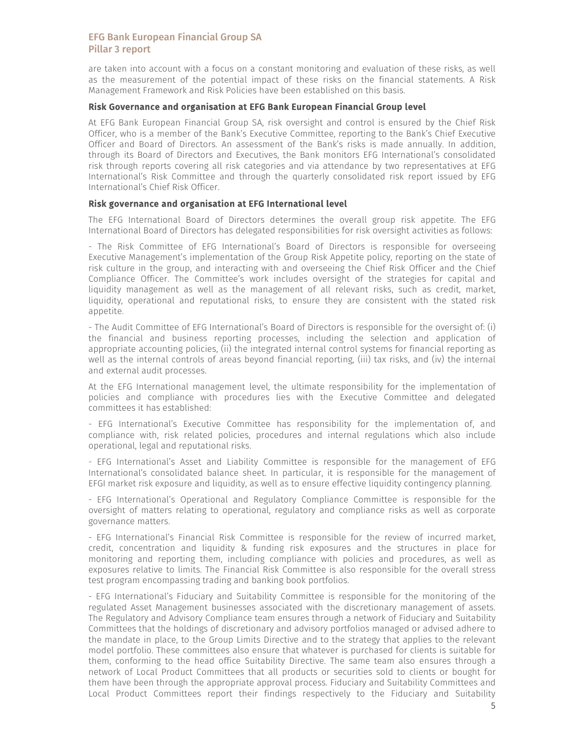are taken into account with a focus on a constant monitoring and evaluation of these risks, as well as the measurement of the potential impact of these risks on the financial statements. A Risk Management Framework and Risk Policies have been established on this basis.

### Risk Governance and organisation at EFG Bank European Financial Group level

At EFG Bank European Financial Group SA, risk oversight and control is ensured by the Chief Risk Officer, who is a member of the Bank's Executive Committee, reporting to the Bank's Chief Executive Officer and Board of Directors. An assessment of the Bank's risks is made annually. In addition, through its Board of Directors and Executives, the Bank monitors EFG International's consolidated risk through reports covering all risk categories and via attendance by two representatives at EFG International's Risk Committee and through the quarterly consolidated risk report issued by EFG International's Chief Risk Officer.

### Risk governance and organisation at EFG International level

The EFG International Board of Directors determines the overall group risk appetite. The EFG International Board of Directors has delegated responsibilities for risk oversight activities as follows:

- The Risk Committee of EFG International's Board of Directors is responsible for overseeing Executive Management's implementation of the Group Risk Appetite policy, reporting on the state of risk culture in the group, and interacting with and overseeing the Chief Risk Officer and the Chief Compliance Officer. The Committee's work includes oversight of the strategies for capital and liquidity management as well as the management of all relevant risks, such as credit, market, liquidity, operational and reputational risks, to ensure they are consistent with the stated risk appetite.

- The Audit Committee of EFG International's Board of Directors is responsible for the oversight of: (i) the financial and business reporting processes, including the selection and application of appropriate accounting policies, (ii) the integrated internal control systems for financial reporting as well as the internal controls of areas beyond financial reporting, (iii) tax risks, and (iv) the internal and external audit processes.

At the EFG International management level, the ultimate responsibility for the implementation of policies and compliance with procedures lies with the Executive Committee and delegated committees it has established:

- EFG International's Executive Committee has responsibility for the implementation of, and compliance with, risk related policies, procedures and internal regulations which also include operational, legal and reputational risks.

- EFG International's Asset and Liability Committee is responsible for the management of EFG International's consolidated balance sheet. In particular, it is responsible for the management of EFGI market risk exposure and liquidity, as well as to ensure effective liquidity contingency planning.

- EFG International's Operational and Regulatory Compliance Committee is responsible for the oversight of matters relating to operational, regulatory and compliance risks as well as corporate governance matters.

- EFG International's Financial Risk Committee is responsible for the review of incurred market, credit, concentration and liquidity & funding risk exposures and the structures in place for monitoring and reporting them, including compliance with policies and procedures, as well as exposures relative to limits. The Financial Risk Committee is also responsible for the overall stress test program encompassing trading and banking book portfolios.

- EFG International's Fiduciary and Suitability Committee is responsible for the monitoring of the regulated Asset Management businesses associated with the discretionary management of assets. The Regulatory and Advisory Compliance team ensures through a network of Fiduciary and Suitability Committees that the holdings of discretionary and advisory portfolios managed or advised adhere to the mandate in place, to the Group Limits Directive and to the strategy that applies to the relevant model portfolio. These committees also ensure that whatever is purchased for clients is suitable for them, conforming to the head office Suitability Directive. The same team also ensures through a network of Local Product Committees that all products or securities sold to clients or bought for them have been through the appropriate approval process. Fiduciary and Suitability Committees and Local Product Committees report their findings respectively to the Fiduciary and Suitability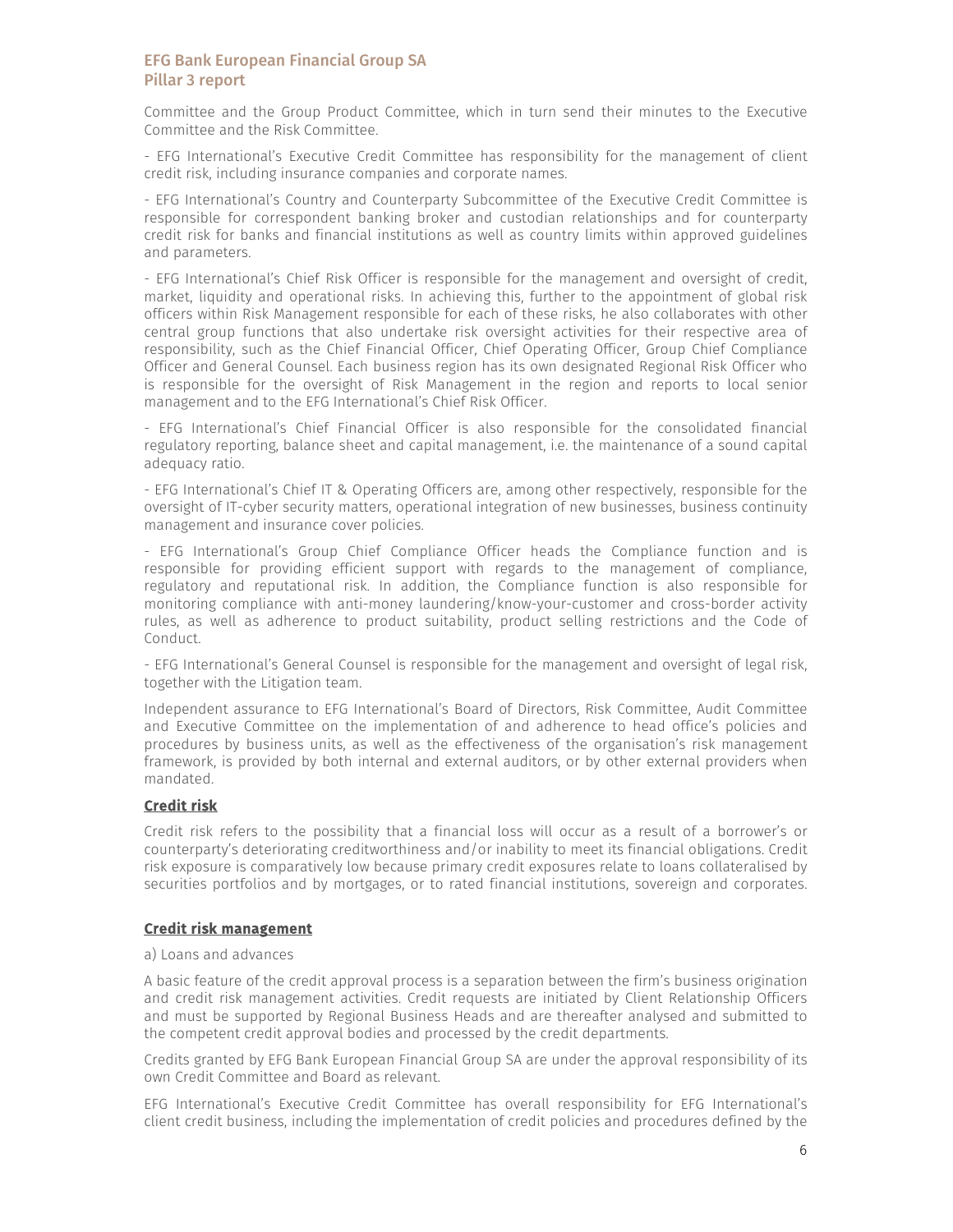Committee and the Group Product Committee, which in turn send their minutes to the Executive Committee and the Risk Committee.

- EFG International's Executive Credit Committee has responsibility for the management of client credit risk, including insurance companies and corporate names.

- EFG International's Country and Counterparty Subcommittee of the Executive Credit Committee is responsible for correspondent banking broker and custodian relationships and for counterparty credit risk for banks and financial institutions as well as country limits within approved guidelines and parameters.

- EFG International's Chief Risk Officer is responsible for the management and oversight of credit, market, liquidity and operational risks. In achieving this, further to the appointment of global risk officers within Risk Management responsible for each of these risks, he also collaborates with other central group functions that also undertake risk oversight activities for their respective area of responsibility, such as the Chief Financial Officer, Chief Operating Officer, Group Chief Compliance Officer and General Counsel. Each business region has its own designated Regional Risk Officer who is responsible for the oversight of Risk Management in the region and reports to local senior management and to the EFG International's Chief Risk Officer.

- EFG International's Chief Financial Officer is also responsible for the consolidated financial regulatory reporting, balance sheet and capital management, i.e. the maintenance of a sound capital adequacy ratio.

- EFG International's Chief IT & Operating Officers are, among other respectively, responsible for the oversight of IT-cyber security matters, operational integration of new businesses, business continuity management and insurance cover policies.

- EFG International's Group Chief Compliance Officer heads the Compliance function and is responsible for providing efficient support with regards to the management of compliance, regulatory and reputational risk. In addition, the Compliance function is also responsible for monitoring compliance with anti-money laundering/know-your-customer and cross-border activity rules, as well as adherence to product suitability, product selling restrictions and the Code of Conduct.

- EFG International's General Counsel is responsible for the management and oversight of legal risk, together with the Litigation team.

Independent assurance to EFG International's Board of Directors, Risk Committee, Audit Committee and Executive Committee on the implementation of and adherence to head office's policies and procedures by business units, as well as the effectiveness of the organisation's risk management framework, is provided by both internal and external auditors, or by other external providers when mandated.

## Credit risk

Credit risk refers to the possibility that a financial loss will occur as a result of a borrower's or counterparty's deteriorating creditworthiness and/or inability to meet its financial obligations. Credit risk exposure is comparatively low because primary credit exposures relate to loans collateralised by securities portfolios and by mortgages, or to rated financial institutions, sovereign and corporates.

## Credit risk management

a) Loans and advances

A basic feature of the credit approval process is a separation between the firm's business origination and credit risk management activities. Credit requests are initiated by Client Relationship Officers and must be supported by Regional Business Heads and are thereafter analysed and submitted to the competent credit approval bodies and processed by the credit departments.

Credits granted by EFG Bank European Financial Group SA are under the approval responsibility of its own Credit Committee and Board as relevant.

EFG International's Executive Credit Committee has overall responsibility for EFG International's client credit business, including the implementation of credit policies and procedures defined by the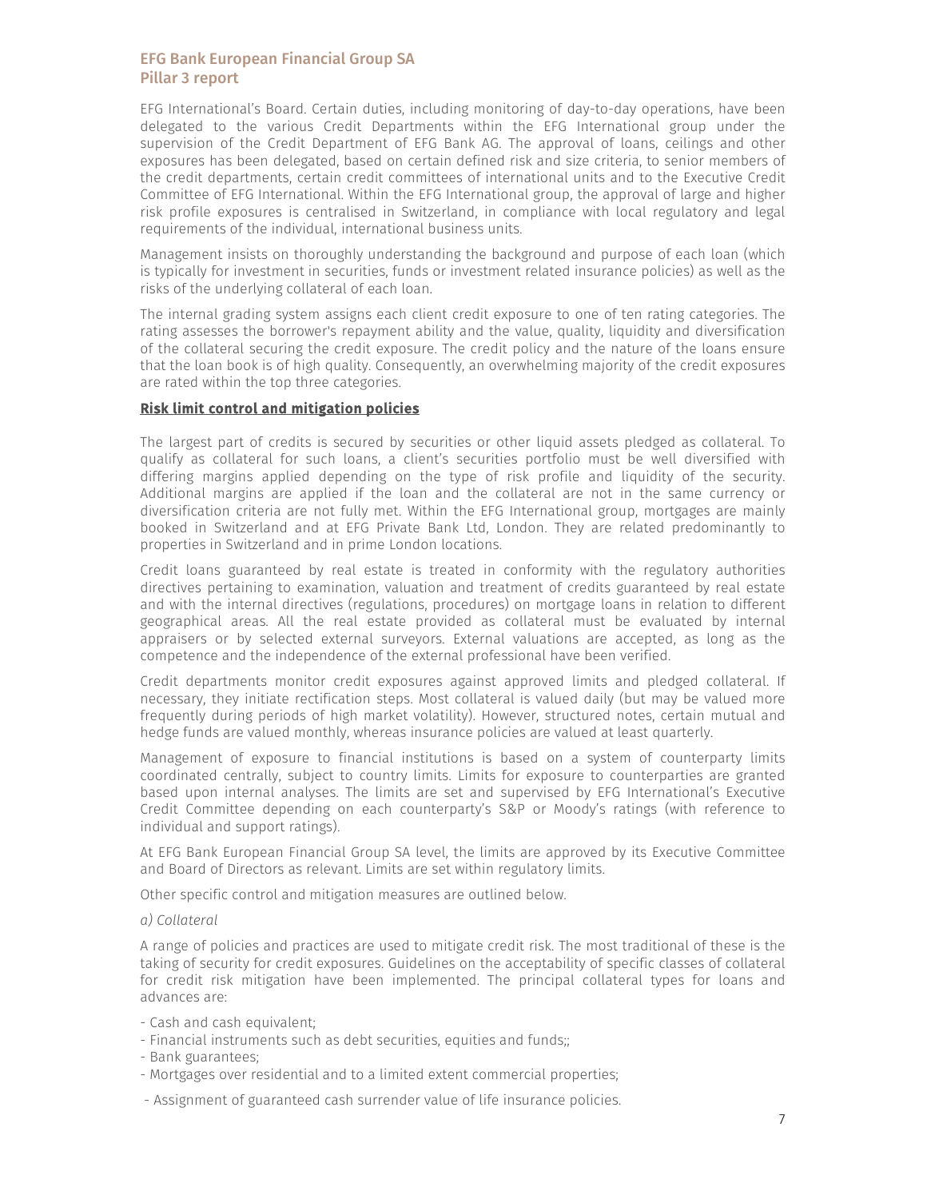EFG International's Board. Certain duties, including monitoring of day-to-day operations, have been delegated to the various Credit Departments within the EFG International group under the supervision of the Credit Department of EFG Bank AG. The approval of loans, ceilings and other exposures has been delegated, based on certain defined risk and size criteria, to senior members of the credit departments, certain credit committees of international units and to the Executive Credit Committee of EFG International. Within the EFG International group, the approval of large and higher risk profile exposures is centralised in Switzerland, in compliance with local regulatory and legal requirements of the individual, international business units.

Management insists on thoroughly understanding the background and purpose of each loan (which is typically for investment in securities, funds or investment related insurance policies) as well as the risks of the underlying collateral of each loan.

The internal grading system assigns each client credit exposure to one of ten rating categories. The rating assesses the borrower's repayment ability and the value, quality, liquidity and diversification of the collateral securing the credit exposure. The credit policy and the nature of the loans ensure that the loan book is of high quality. Consequently, an overwhelming majority of the credit exposures are rated within the top three categories.

**Risk limit control and mitigation policies**

The largest part of credits is secured by securities or other liquid assets pledged as collateral. To qualify as collateral for such loans, a client's securities portfolio must be well diversified with differing margins applied depending on the type of risk profile and liquidity of the security. Additional margins are applied if the loan and the collateral are not in the same currency or diversification criteria are not fully met. Within the EFG International group, mortgages are mainly booked in Switzerland and at EFG Private Bank Ltd, London. They are related predominantly to properties in Switzerland and in prime London locations.

Credit loans guaranteed by real estate is treated in conformity with the regulatory authorities directives pertaining to examination, valuation and treatment of credits guaranteed by real estate and with the internal directives (regulations, procedures) on mortgage loans in relation to different geographical areas. All the real estate provided as collateral must be evaluated by internal appraisers or by selected external surveyors. External valuations are accepted, as long as the competence and the independence of the external professional have been verified.

Credit departments monitor credit exposures against approved limits and pledged collateral. If necessary, they initiate rectification steps. Most collateral is valued daily (but may be valued more frequently during periods of high market volatility). However, structured notes, certain mutual and hedge funds are valued monthly, whereas insurance policies are valued at least quarterly.

Management of exposure to financial institutions is based on a system of counterparty limits coordinated centrally, subject to country limits. Limits for exposure to counterparties are granted based upon internal analyses. The limits are set and supervised by EFG International's Executive Credit Committee depending on each counterparty's S&P or Moody's ratings (with reference to individual and support ratings).

At EFG Bank European Financial Group SA level, the limits are approved by its Executive Committee and Board of Directors as relevant. Limits are set within regulatory limits.

Other specific control and mitigation measures are outlined below.

*a) Collateral*

A range of policies and practices are used to mitigate credit risk. The most traditional of these is the taking of security for credit exposures. Guidelines on the acceptability of specific classes of collateral for credit risk mitigation have been implemented. The principal collateral types for loans and advances are:

- Cash and cash equivalent;
- Financial instruments such as debt securities, equities and funds;;
- Bank guarantees;
- Mortgages over residential and to a limited extent commercial properties;
- Assignment of guaranteed cash surrender value of life insurance policies.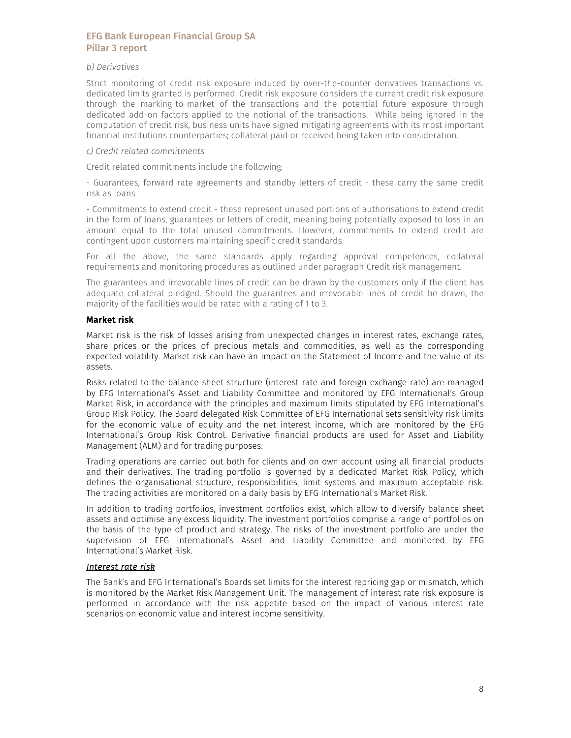*b) Derivatives*

Strict monitoring of credit risk exposure induced by over-the-counter derivatives transactions vs. dedicated limits granted is performed. Credit risk exposure considers the current credit risk exposure through the marking-to-market of the transactions and the potential future exposure through dedicated add-on factors applied to the notional of the transactions. While being ignored in the computation of credit risk, business units have signed mitigating agreements with its most important financial institutions counterparties; collateral paid or received being taken into consideration.

*c) Credit related commitments*

Credit related commitments include the following:

- Guarantees, forward rate agreements and standby letters of credit - these carry the same credit risk as loans.

- Commitments to extend credit - these represent unused portions of authorisations to extend credit in the form of loans, guarantees or letters of credit, meaning being potentially exposed to loss in an amount equal to the total unused commitments. However, commitments to extend credit are contingent upon customers maintaining specific credit standards.

For all the above, the same standards apply regarding approval competences, collateral requirements and monitoring procedures as outlined under paragraph Credit risk management.

The guarantees and irrevocable lines of credit can be drawn by the customers only if the client has adequate collateral pledged. Should the guarantees and irrevocable lines of credit be drawn, the majority of the facilities would be rated with a rating of 1 to 3.

**Market risk**

Market risk is the risk of losses arising from unexpected changes in interest rates, exchange rates, share prices or the prices of precious metals and commodities, as well as the corresponding expected volatility. Market risk can have an impact on the Statement of Income and the value of its assets.

Risks related to the balance sheet structure (interest rate and foreign exchange rate) are managed by EFG International's Asset and Liability Committee and monitored by EFG International's Group Market Risk, in accordance with the principles and maximum limits stipulated by EFG International's Group Risk Policy. The Board delegated Risk Committee of EFG International sets sensitivity risk limits for the economic value of equity and the net interest income, which are monitored by the EFG International's Group Risk Control. Derivative financial products are used for Asset and Liability Management (ALM) and for trading purposes.

Trading operations are carried out both for clients and on own account using all financial products and their derivatives. The trading portfolio is governed by a dedicated Market Risk Policy, which defines the organisational structure, responsibilities, limit systems and maximum acceptable risk. The trading activities are monitored on a daily basis by EFG International's Market Risk.

In addition to trading portfolios, investment portfolios exist, which allow to diversify balance sheet assets and optimise any excess liquidity. The investment portfolios comprise a range of portfolios on the basis of the type of product and strategy. The risks of the investment portfolio are under the supervision of EFG International's Asset and Liability Committee and monitored by EFG International's Market Risk.

***Interest rate risk***

The Bank's and EFG International's Boards set limits for the interest repricing gap or mismatch, which is monitored by the Market Risk Management Unit. The management of interest rate risk exposure is performed in accordance with the risk appetite based on the impact of various interest rate scenarios on economic value and interest income sensitivity.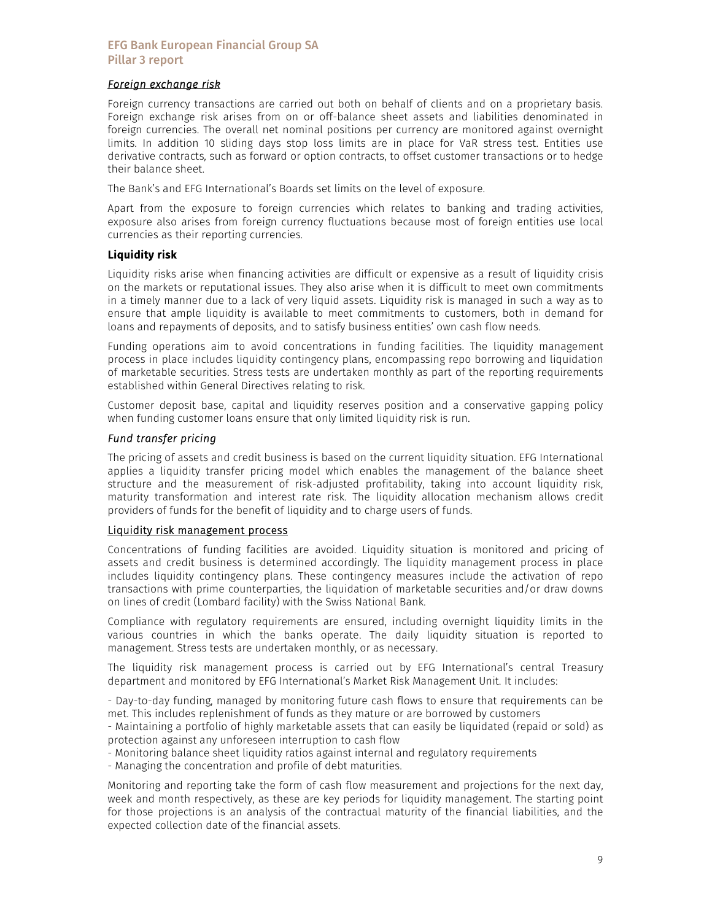*Foreign exchange risk*

Foreign currency transactions are carried out both on behalf of clients and on a proprietary basis. Foreign exchange risk arises from on or off-balance sheet assets and liabilities denominated in foreign currencies. The overall net nominal positions per currency are monitored against overnight limits. In addition 10 sliding days stop loss limits are in place for VaR stress test. Entities use derivative contracts, such as forward or option contracts, to offset customer transactions or to hedge their balance sheet.

The Bank's and EFG International's Boards set limits on the level of exposure.

Apart from the exposure to foreign currencies which relates to banking and trading activities, exposure also arises from foreign currency fluctuations because most of foreign entities use local currencies as their reporting currencies.

**Liquidity risk**

Liquidity risks arise when financing activities are difficult or expensive as a result of liquidity crisis on the markets or reputational issues. They also arise when it is difficult to meet own commitments in a timely manner due to a lack of very liquid assets. Liquidity risk is managed in such a way as to ensure that ample liquidity is available to meet commitments to customers, both in demand for loans and repayments of deposits, and to satisfy business entities' own cash flow needs.

Funding operations aim to avoid concentrations in funding facilities. The liquidity management process in place includes liquidity contingency plans, encompassing repo borrowing and liquidation of marketable securities. Stress tests are undertaken monthly as part of the reporting requirements established within General Directives relating to risk.

Customer deposit base, capital and liquidity reserves position and a conservative gapping policy when funding customer loans ensure that only limited liquidity risk is run.

*Fund transfer pricing*

The pricing of assets and credit business is based on the current liquidity situation. EFG International applies a liquidity transfer pricing model which enables the management of the balance sheet structure and the measurement of risk-adjusted profitability, taking into account liquidity risk, maturity transformation and interest rate risk. The liquidity allocation mechanism allows credit providers of funds for the benefit of liquidity and to charge users of funds.

Liquidity risk management process

Concentrations of funding facilities are avoided. Liquidity situation is monitored and pricing of assets and credit business is determined accordingly. The liquidity management process in place includes liquidity contingency plans. These contingency measures include the activation of repo transactions with prime counterparties, the liquidation of marketable securities and/or draw downs on lines of credit (Lombard facility) with the Swiss National Bank.

Compliance with regulatory requirements are ensured, including overnight liquidity limits in the various countries in which the banks operate. The daily liquidity situation is reported to management. Stress tests are undertaken monthly, or as necessary.

The liquidity risk management process is carried out by EFG International's central Treasury department and monitored by EFG International's Market Risk Management Unit. It includes:

- Day-to-day funding, managed by monitoring future cash flows to ensure that requirements can be met. This includes replenishment of funds as they mature or are borrowed by customers
- Maintaining a portfolio of highly marketable assets that can easily be liquidated (repaid or sold) as protection against any unforeseen interruption to cash flow
- Monitoring balance sheet liquidity ratios against internal and regulatory requirements
- Managing the concentration and profile of debt maturities.

Monitoring and reporting take the form of cash flow measurement and projections for the next day, week and month respectively, as these are key periods for liquidity management. The starting point for those projections is an analysis of the contractual maturity of the financial liabilities, and the expected collection date of the financial assets.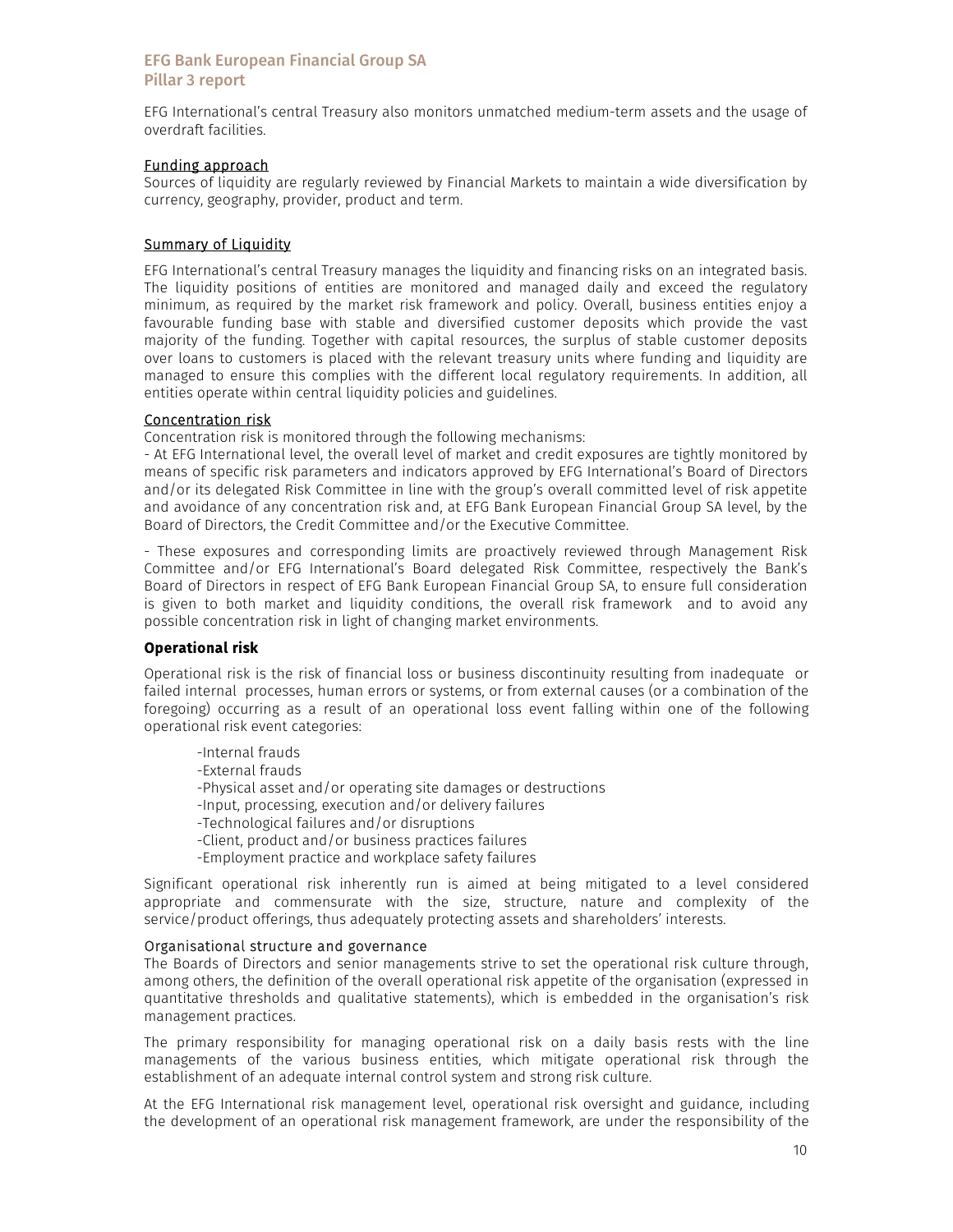EFG International's central Treasury also monitors unmatched medium-term assets and the usage of overdraft facilities.

Funding approach

Sources of liquidity are regularly reviewed by Financial Markets to maintain a wide diversification by currency, geography, provider, product and term.

Summary of Liquidity

EFG International's central Treasury manages the liquidity and financing risks on an integrated basis. The liquidity positions of entities are monitored and managed daily and exceed the regulatory minimum, as required by the market risk framework and policy. Overall, business entities enjoy a favourable funding base with stable and diversified customer deposits which provide the vast majority of the funding. Together with capital resources, the surplus of stable customer deposits over loans to customers is placed with the relevant treasury units where funding and liquidity are managed to ensure this complies with the different local regulatory requirements. In addition, all entities operate within central liquidity policies and guidelines.

Concentration risk

Concentration risk is monitored through the following mechanisms:

- At EFG International level, the overall level of market and credit exposures are tightly monitored by means of specific risk parameters and indicators approved by EFG International's Board of Directors and/or its delegated Risk Committee in line with the group's overall committed level of risk appetite and avoidance of any concentration risk and, at EFG Bank European Financial Group SA level, by the Board of Directors, the Credit Committee and/or the Executive Committee.

- These exposures and corresponding limits are proactively reviewed through Management Risk Committee and/or EFG International's Board delegated Risk Committee, respectively the Bank's Board of Directors in respect of EFG Bank European Financial Group SA, to ensure full consideration is given to both market and liquidity conditions, the overall risk framework and to avoid any possible concentration risk in light of changing market environments.

### Operational risk

Operational risk is the risk of financial loss or business discontinuity resulting from inadequate or failed internal processes, human errors or systems, or from external causes (or a combination of the foregoing) occurring as a result of an operational loss event falling within one of the following operational risk event categories:

- Internal frauds
- External frauds
- Physical asset and/or operating site damages or destructions
- Input, processing, execution and/or delivery failures
- Technological failures and/or disruptions
- Client, product and/or business practices failures
- Employment practice and workplace safety failures

Significant operational risk inherently run is aimed at being mitigated to a level considered appropriate and commensurate with the size, structure, nature and complexity of the service/product offerings, thus adequately protecting assets and shareholders' interests.

Organisational structure and governance

The Boards of Directors and senior managements strive to set the operational risk culture through, among others, the definition of the overall operational risk appetite of the organisation (expressed in quantitative thresholds and qualitative statements), which is embedded in the organisation's risk management practices.

The primary responsibility for managing operational risk on a daily basis rests with the line managements of the various business entities, which mitigate operational risk through the establishment of an adequate internal control system and strong risk culture.

At the EFG International risk management level, operational risk oversight and guidance, including the development of an operational risk management framework, are under the responsibility of the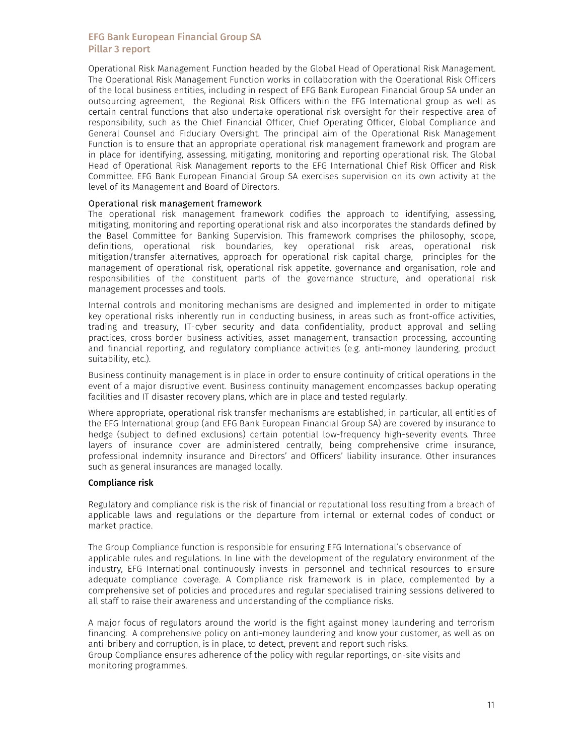Operational Risk Management Function headed by the Global Head of Operational Risk Management. The Operational Risk Management Function works in collaboration with the Operational Risk Officers of the local business entities, including in respect of EFG Bank European Financial Group SA under an outsourcing agreement, the Regional Risk Officers within the EFG International group as well as certain central functions that also undertake operational risk oversight for their respective area of responsibility, such as the Chief Financial Officer, Chief Operating Officer, Global Compliance and General Counsel and Fiduciary Oversight. The principal aim of the Operational Risk Management Function is to ensure that an appropriate operational risk management framework and program are in place for identifying, assessing, mitigating, monitoring and reporting operational risk. The Global Head of Operational Risk Management reports to the EFG International Chief Risk Officer and Risk Committee. EFG Bank European Financial Group SA exercises supervision on its own activity at the level of its Management and Board of Directors.

### Operational risk management framework

The operational risk management framework codifies the approach to identifying, assessing, mitigating, monitoring and reporting operational risk and also incorporates the standards defined by the Basel Committee for Banking Supervision. This framework comprises the philosophy, scope, definitions, operational risk boundaries, key operational risk areas, operational risk mitigation/transfer alternatives, approach for operational risk capital charge, principles for the management of operational risk, operational risk appetite, governance and organisation, role and responsibilities of the constituent parts of the governance structure, and operational risk management processes and tools.

Internal controls and monitoring mechanisms are designed and implemented in order to mitigate key operational risks inherently run in conducting business, in areas such as front-office activities, trading and treasury, IT-cyber security and data confidentiality, product approval and selling practices, cross-border business activities, asset management, transaction processing, accounting and financial reporting, and regulatory compliance activities (e.g. anti-money laundering, product suitability, etc.).

Business continuity management is in place in order to ensure continuity of critical operations in the event of a major disruptive event. Business continuity management encompasses backup operating facilities and IT disaster recovery plans, which are in place and tested regularly.

Where appropriate, operational risk transfer mechanisms are established; in particular, all entities of the EFG International group (and EFG Bank European Financial Group SA) are covered by insurance to hedge (subject to defined exclusions) certain potential low-frequency high-severity events. Three layers of insurance cover are administered centrally, being comprehensive crime insurance, professional indemnity insurance and Directors' and Officers' liability insurance. Other insurances such as general insurances are managed locally.

### Compliance risk

Regulatory and compliance risk is the risk of financial or reputational loss resulting from a breach of applicable laws and regulations or the departure from internal or external codes of conduct or market practice.

The Group Compliance function is responsible for ensuring EFG International's observance of applicable rules and regulations. In line with the development of the regulatory environment of the industry, EFG International continuously invests in personnel and technical resources to ensure adequate compliance coverage. A Compliance risk framework is in place, complemented by a comprehensive set of policies and procedures and regular specialised training sessions delivered to all staff to raise their awareness and understanding of the compliance risks.

A major focus of regulators around the world is the fight against money laundering and terrorism financing. A comprehensive policy on anti-money laundering and know your customer, as well as on anti-bribery and corruption, is in place, to detect, prevent and report such risks.
Group Compliance ensures adherence of the policy with regular reportings, on-site visits and monitoring programmes.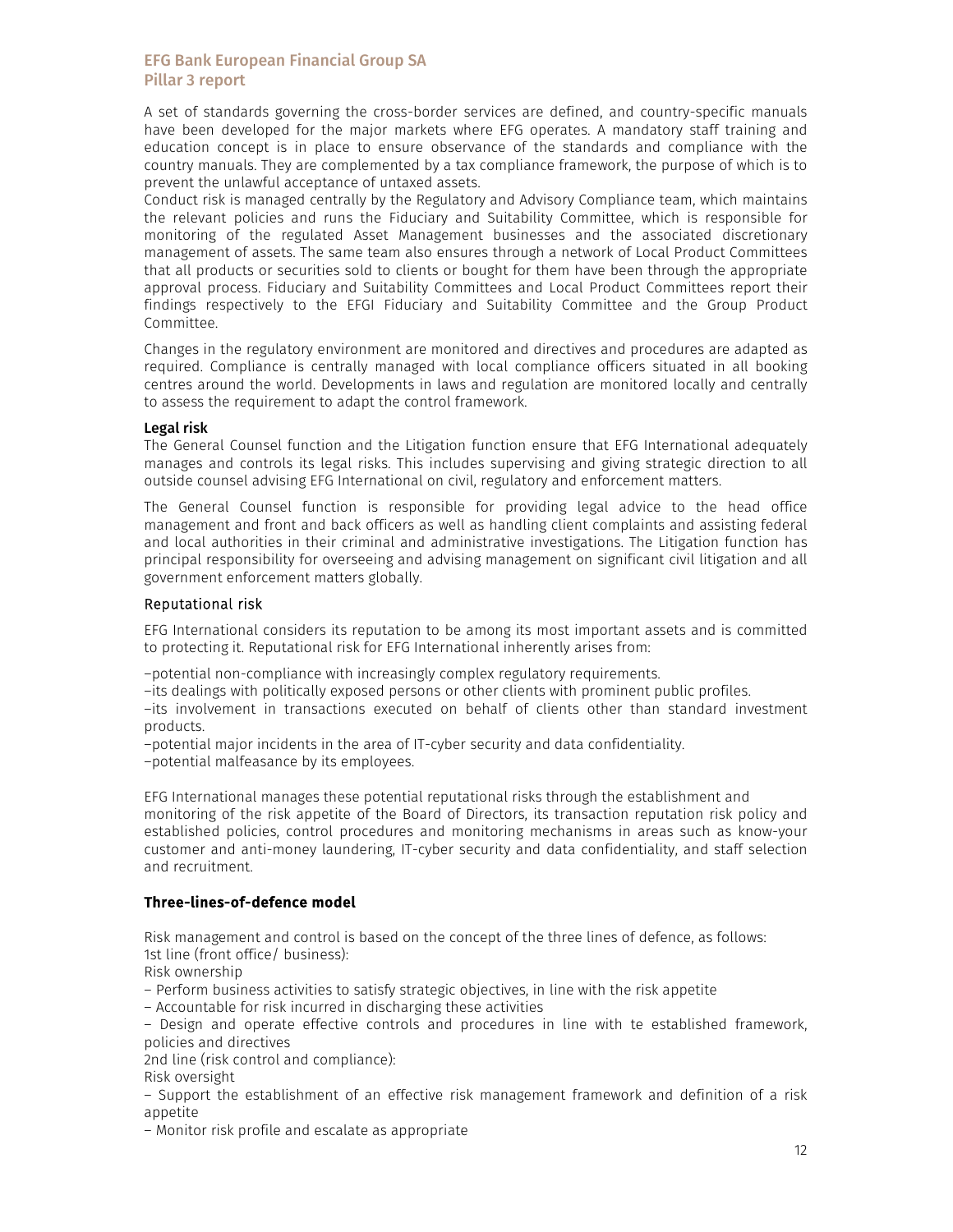A set of standards governing the cross-border services are defined, and country-specific manuals have been developed for the major markets where EFG operates. A mandatory staff training and education concept is in place to ensure observance of the standards and compliance with the country manuals. They are complemented by a tax compliance framework, the purpose of which is to prevent the unlawful acceptance of untaxed assets.
Conduct risk is managed centrally by the Regulatory and Advisory Compliance team, which maintains the relevant policies and runs the Fiduciary and Suitability Committee, which is responsible for monitoring of the regulated Asset Management businesses and the associated discretionary management of assets. The same team also ensures through a network of Local Product Committees that all products or securities sold to clients or bought for them have been through the appropriate approval process. Fiduciary and Suitability Committees and Local Product Committees report their findings respectively to the EFGI Fiduciary and Suitability Committee and the Group Product Committee.

Changes in the regulatory environment are monitored and directives and procedures are adapted as required. Compliance is centrally managed with local compliance officers situated in all booking centres around the world. Developments in laws and regulation are monitored locally and centrally to assess the requirement to adapt the control framework.

**Legal risk**

The General Counsel function and the Litigation function ensure that EFG International adequately manages and controls its legal risks. This includes supervising and giving strategic direction to all outside counsel advising EFG International on civil, regulatory and enforcement matters.

The General Counsel function is responsible for providing legal advice to the head office management and front and back officers as well as handling client complaints and assisting federal and local authorities in their criminal and administrative investigations. The Litigation function has principal responsibility for overseeing and advising management on significant civil litigation and all government enforcement matters globally.

### Reputational risk

EFG International considers its reputation to be among its most important assets and is committed to protecting it. Reputational risk for EFG International inherently arises from:

–potential non-compliance with increasingly complex regulatory requirements.
–its dealings with politically exposed persons or other clients with prominent public profiles.
–its involvement in transactions executed on behalf of clients other than standard investment products.
–potential major incidents in the area of IT-cyber security and data confidentiality.
–potential malfeasance by its employees.

EFG International manages these potential reputational risks through the establishment and monitoring of the risk appetite of the Board of Directors, its transaction reputation risk policy and established policies, control procedures and monitoring mechanisms in areas such as know-your customer and anti-money laundering, IT-cyber security and data confidentiality, and staff selection and recruitment.

## Three-lines-of-defence model

Risk management and control is based on the concept of the three lines of defence, as follows:
1st line (front office/ business):
Risk ownership
– Perform business activities to satisfy strategic objectives, in line with the risk appetite
– Accountable for risk incurred in discharging these activities
– Design and operate effective controls and procedures in line with te established framework, policies and directives
2nd line (risk control and compliance):
Risk oversight
– Support the establishment of an effective risk management framework and definition of a risk appetite
– Monitor risk profile and escalate as appropriate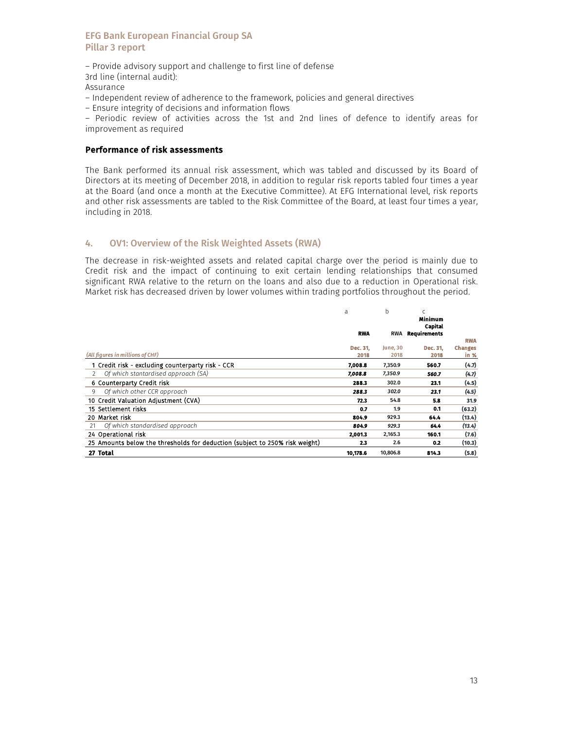– Provide advisory support and challenge to first line of defense

3rd line (internal audit):

Assurance

– Independent review of adherence to the framework, policies and general directives

– Ensure integrity of decisions and information flows

– Periodic review of activities across the 1st and 2nd lines of defence to identify areas for improvement as required

**Performance of risk assessments**

The Bank performed its annual risk assessment, which was tabled and discussed by its Board of Directors at its meeting of December 2018, in addition to regular risk reports tabled four times a year at the Board (and once a month at the Executive Committee). At EFG International level, risk reports and other risk assessments are tabled to the Risk Committee of the Board, at least four times a year, including in 2018.

## 4. OV1: Overview of the Risk Weighted Assets (RWA)

The decrease in risk-weighted assets and related capital charge over the period is mainly due to Credit risk and the impact of continuing to exit certain lending relationships that consumed significant RWA relative to the return on the loans and also due to a reduction in Operational risk. Market risk has decreased driven by lower volumes within trading portfolios throughout the period.

| | a | b | c | |
|---|---|---|---|---|
| | **RWA** | RWA | **Minimum Capital Requirements** | **RWA Changes in %** |
| *(All figures in millions of CHF)* | **Dec. 31, 2018** | June, 30 2018 | **Dec. 31, 2018** | |
| 1 Credit risk - excluding counterparty risk - CCR | **7,008.8** | 7,350.9 | **560.7** | **(4.7)** |
| 2 *Of which stantardised approach (SA)* | ***7,008.8*** | *7,350.9* | ***560.7*** | ***(4.7)*** |
| 6 Counterparty Credit risk | **288.3** | 302.0 | **23.1** | **(4.5)** |
| 9 *Of which other CCR approach* | ***288.3*** | *302.0* | ***23.1*** | ***(4.5)*** |
| 10 Credit Valuation Adjustment (CVA) | **72.3** | 54.8 | **5.8** | **31.9** |
| 15 Settlement risks | **0.7** | 1.9 | **0.1** | **(63.2)** |
| 20 Market risk | **804.9** | 929.3 | **64.4** | **(13.4)** |
| 21 *Of which standardised approach* | ***804.9*** | *929.3* | ***64.4*** | ***(13.4)*** |
| 24 Operational risk | **2,001.3** | 2,165.3 | **160.1** | **(7.6)** |
| 25 Amounts below the thresholds for deduction (subject to 250% risk weight) | **2.3** | 2.6 | **0.2** | **(10.3)** |
| **27 Total** | **10,178.6** | 10,806.8 | **814.3** | **(5.8)** |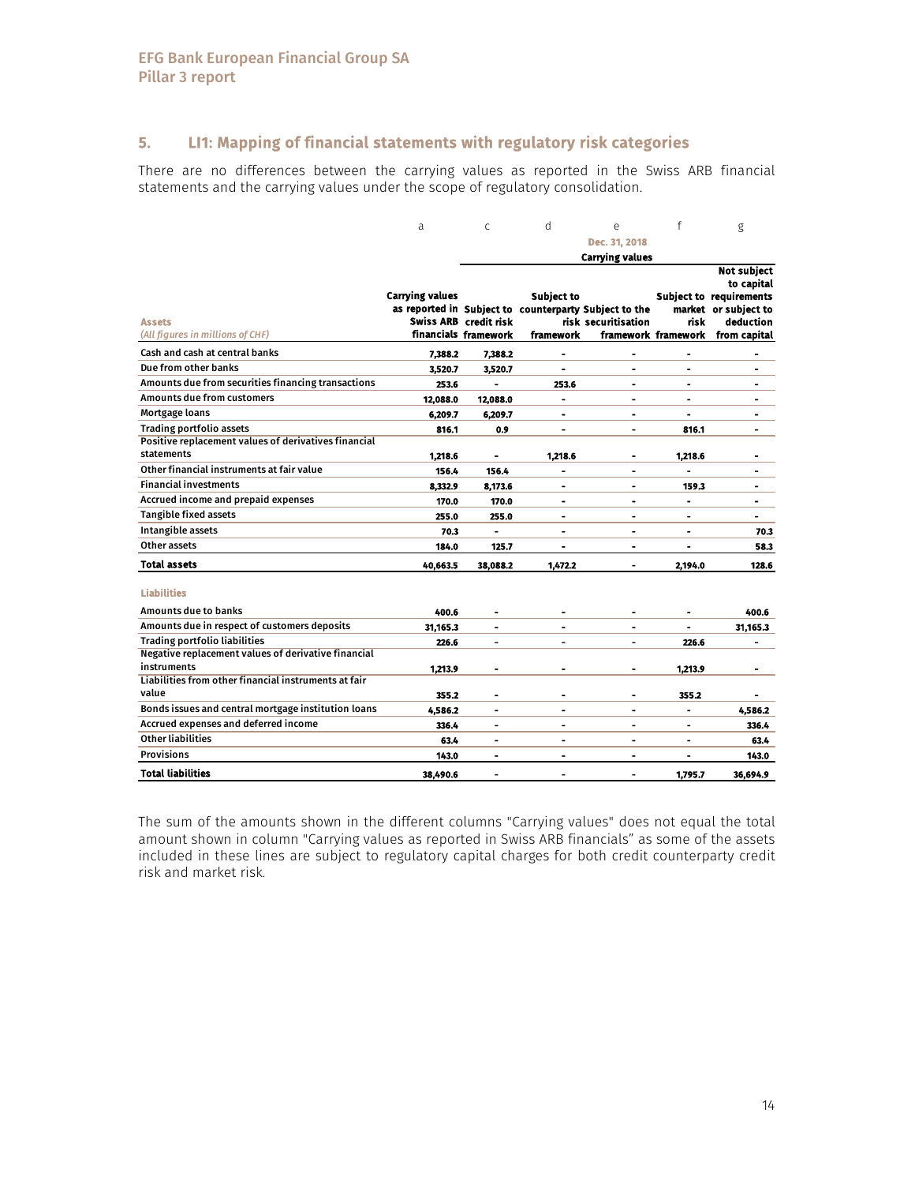## 5. LI1: Mapping of financial statements with regulatory risk categories

There are no differences between the carrying values as reported in the Swiss ARB financial statements and the carrying values under the scope of regulatory consolidation.

| | a | c | d | e | f | g |
|---|---|---|---|---|---|---|
| | | Dec. 31, 2018 | | | | |
| | | Carrying values | | | | |
| **Assets** *(All figures in millions of CHF)* | **Carrying values as reported in Swiss ARB financials** | **Subject to credit risk framework** | **Subject to counterparty risk framework** | **Subject to the securitisation framework** | **Subject to market risk framework** | **Not subject to capital requirements or subject to deduction from capital** |
| Cash and cash at central banks | 7,388.2 | 7,388.2 | - | - | - | - |
| Due from other banks | 3,520.7 | 3,520.7 | - | - | - | - |
| Amounts due from securities financing transactions | 253.6 | - | 253.6 | - | - | - |
| Amounts due from customers | 12,088.0 | 12,088.0 | - | - | - | - |
| Mortgage loans | 6,209.7 | 6,209.7 | - | - | - | - |
| Trading portfolio assets | 816.1 | 0.9 | - | - | 816.1 | - |
| Positive replacement values of derivatives financial statements | 1,218.6 | - | 1,218.6 | - | 1,218.6 | - |
| Other financial instruments at fair value | 156.4 | 156.4 | - | - | - | - |
| Financial investments | 8,332.9 | 8,173.6 | - | - | 159.3 | - |
| Accrued income and prepaid expenses | 170.0 | 170.0 | - | - | - | - |
| Tangible fixed assets | 255.0 | 255.0 | - | - | - | - |
| Intangible assets | 70.3 | - | - | - | - | 70.3 |
| Other assets | 184.0 | 125.7 | - | - | - | 58.3 |
| **Total assets** | **40,663.5** | **38,088.2** | **1,472.2** | **-** | **2,194.0** | **128.6** |
| **Liabilities** | | | | | | |
| Amounts due to banks | 400.6 | - | - | - | - | 400.6 |
| Amounts due in respect of customers deposits | 31,165.3 | - | - | - | - | 31,165.3 |
| Trading portfolio liabilities | 226.6 | - | - | - | 226.6 | - |
| Negative replacement values of derivative financial instruments | 1,213.9 | - | - | - | 1,213.9 | - |
| Liabilities from other financial instruments at fair value | 355.2 | - | - | - | 355.2 | - |
| Bonds issues and central mortgage institution loans | 4,586.2 | - | - | - | - | 4,586.2 |
| Accrued expenses and deferred income | 336.4 | - | - | - | - | 336.4 |
| Other liabilities | 63.4 | - | - | - | - | 63.4 |
| Provisions | 143.0 | - | - | - | - | 143.0 |
| **Total liabilities** | **38,490.6** | **-** | **-** | **-** | **1,795.7** | **36,694.9** |

The sum of the amounts shown in the different columns "Carrying values" does not equal the total amount shown in column "Carrying values as reported in Swiss ARB financials" as some of the assets included in these lines are subject to regulatory capital charges for both credit counterparty credit risk and market risk.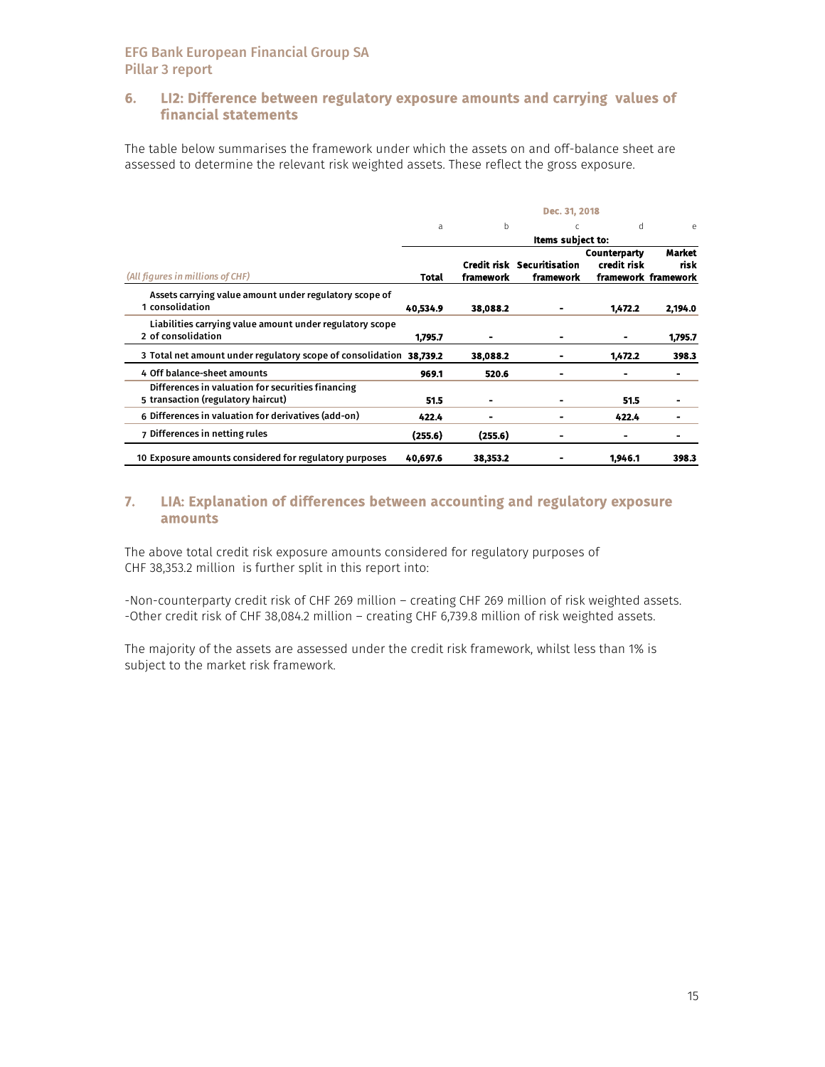## 6. LI2: Difference between regulatory exposure amounts and carrying values of financial statements

The table below summarises the framework under which the assets on and off-balance sheet are assessed to determine the relevant risk weighted assets. These reflect the gross exposure.

| | Dec. 31, 2018 | | | | |
|---|---|---|---|---|---|
| | a | b | c | d | e |
| | | Items subject to: | | | |
| *(All figures in millions of CHF)* | Total | Credit risk framework | Securitisation framework | Counterparty credit risk framework | Market risk framework |
| 1 Assets carrying value amount under regulatory scope of consolidation | 40,534.9 | 38,088.2 | - | 1,472.2 | 2,194.0 |
| 2 Liabilities carrying value amount under regulatory scope of consolidation | 1,795.7 | - | - | - | 1,795.7 |
| 3 Total net amount under regulatory scope of consolidation | 38,739.2 | 38,088.2 | - | 1,472.2 | 398.3 |
| 4 Off balance-sheet amounts | 969.1 | 520.6 | - | - | - |
| 5 Differences in valuation for securities financing transaction (regulatory haircut) | 51.5 | - | - | 51.5 | - |
| 6 Differences in valuation for derivatives (add-on) | 422.4 | - | - | 422.4 | - |
| 7 Differences in netting rules | (255.6) | (255.6) | - | - | - |
| 10 Exposure amounts considered for regulatory purposes | 40,697.6 | 38,353.2 | - | 1,946.1 | 398.3 |

## 7. LIA: Explanation of differences between accounting and regulatory exposure amounts

The above total credit risk exposure amounts considered for regulatory purposes of CHF 38,353.2 million is further split in this report into:

-Non-counterparty credit risk of CHF 269 million – creating CHF 269 million of risk weighted assets.
-Other credit risk of CHF 38,084.2 million – creating CHF 6,739.8 million of risk weighted assets.

The majority of the assets are assessed under the credit risk framework, whilst less than 1% is subject to the market risk framework.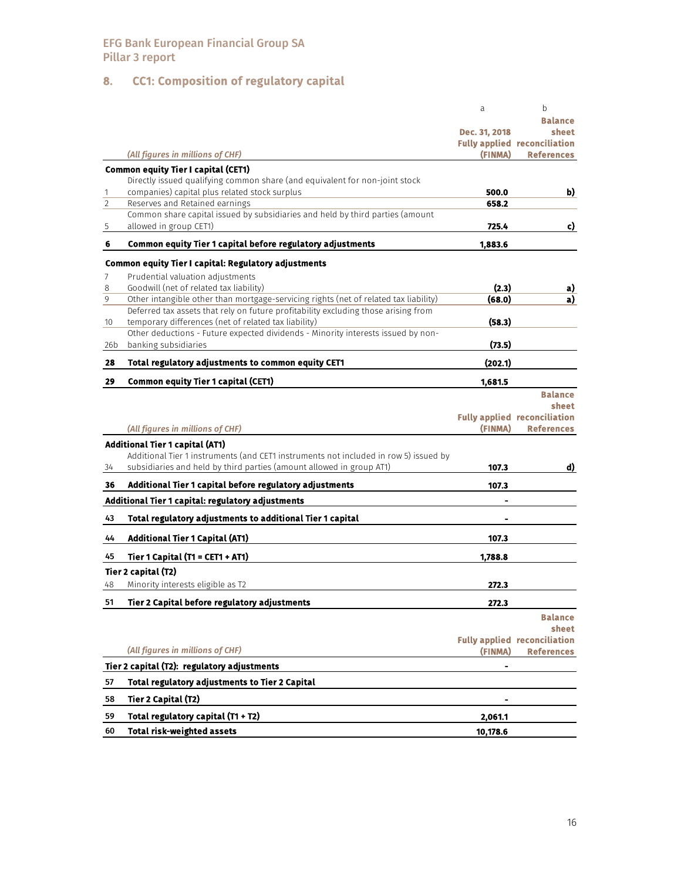## 8. CC1: Composition of regulatory capital

| | *(All figures in millions of CHF)* | a<br>Dec. 31, 2018<br>Fully applied<br>(FINMA) | b<br>Balance sheet reconciliation References |
|---|---|---|---|
| | **Common equity Tier I capital (CET1)** | | |
| 1 | Directly issued qualifying common share (and equivalent for non-joint stock companies) capital plus related stock surplus | **500.0** | **b)** |
| 2 | Reserves and Retained earnings | **658.2** | |
| 5 | Common share capital issued by subsidiaries and held by third parties (amount allowed in group CET1) | **725.4** | **c)** |
| **6** | **Common equity Tier 1 capital before regulatory adjustments** | **1,883.6** | |
| | **Common equity Tier I capital: Regulatory adjustments** | | |
| 7 | Prudential valuation adjustments | | |
| 8 | Goodwill (net of related tax liability) | **(2.3)** | **a)** |
| 9 | Other intangible other than mortgage-servicing rights (net of related tax liability) | **(68.0)** | **a)** |
| 10 | Deferred tax assets that rely on future profitability excluding those arising from temporary differences (net of related tax liability) | **(58.3)** | |
| 26b | Other deductions - Future expected dividends - Minority interests issued by non-banking subsidiaries | **(73.5)** | |
| **28** | **Total regulatory adjustments to common equity CET1** | **(202.1)** | |
| **29** | **Common equity Tier 1 capital (CET1)** | **1,681.5** | |

| | *(All figures in millions of CHF)* | Fully applied (FINMA) | Balance sheet reconciliation References |
|---|---|---|---|
| | **Additional Tier 1 capital (AT1)** | | |
| 34 | Additional Tier 1 instruments (and CET1 instruments not included in row 5) issued by subsidiaries and held by third parties (amount allowed in group AT1) | **107.3** | **d)** |
| **36** | **Additional Tier 1 capital before regulatory adjustments** | **107.3** | |
| | **Additional Tier 1 capital: regulatory adjustments** | **-** | |
| **43** | **Total regulatory adjustments to additional Tier 1 capital** | **-** | |
| **44** | **Additional Tier 1 Capital (AT1)** | **107.3** | |
| **45** | **Tier 1 Capital (T1 = CET1 + AT1)** | **1,788.8** | |
| | **Tier 2 capital (T2)** | | |
| 48 | Minority interests eligible as T2 | **272.3** | |
| **51** | **Tier 2 Capital before regulatory adjustments** | **272.3** | |

| | *(All figures in millions of CHF)* | Fully applied (FINMA) | Balance sheet reconciliation References |
|---|---|---|---|
| | **Tier 2 capital (T2): regulatory adjustments** | **-** | |
| **57** | **Total regulatory adjustments to Tier 2 Capital** | | |
| **58** | **Tier 2 Capital (T2)** | **-** | |
| **59** | **Total regulatory capital (T1 + T2)** | **2,061.1** | |
| **60** | **Total risk-weighted assets** | **10,178.6** | |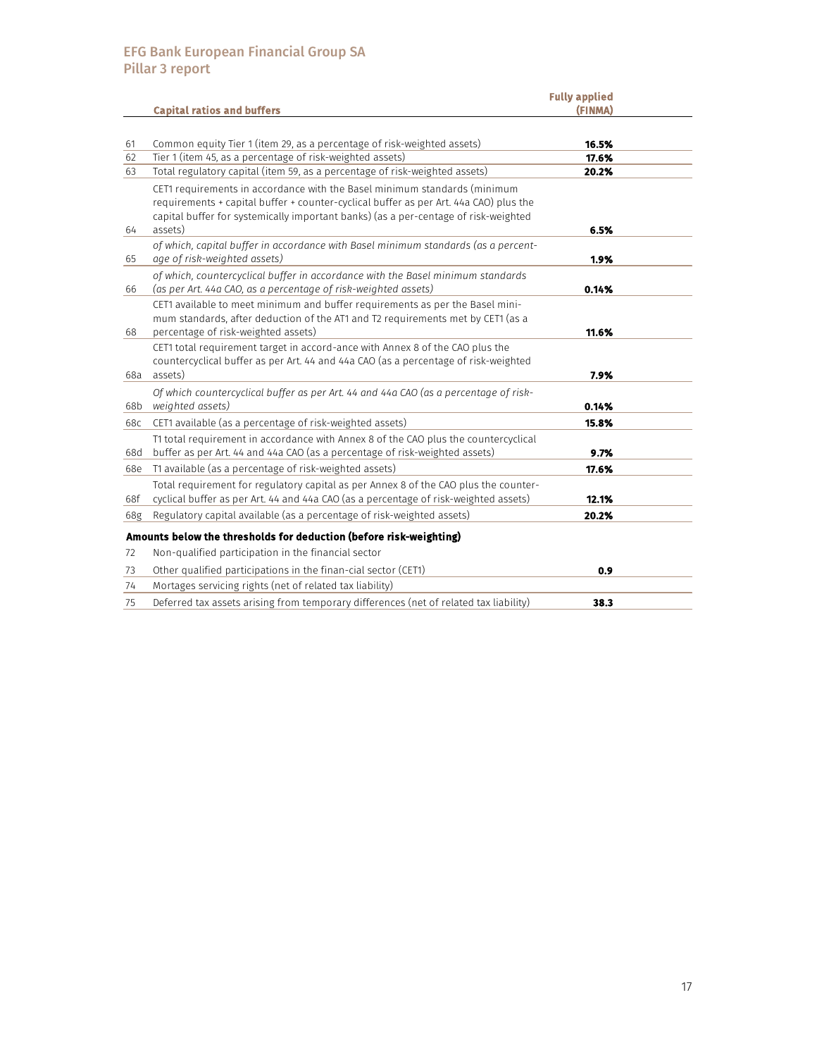| | Capital ratios and buffers | Fully applied (FINMA) |
|---|---|---|
| 61 | Common equity Tier 1 (item 29, as a percentage of risk-weighted assets) | **16.5%** |
| 62 | Tier 1 (item 45, as a percentage of risk-weighted assets) | **17.6%** |
| 63 | Total regulatory capital (item 59, as a percentage of risk-weighted assets) | **20.2%** |
| 64 | CET1 requirements in accordance with the Basel minimum standards (minimum requirements + capital buffer + counter-cyclical buffer as per Art. 44a CAO) plus the capital buffer for systemically important banks) (as a per-centage of risk-weighted assets) | **6.5%** |
| 65 | *of which, capital buffer in accordance with Basel minimum standards (as a percent-age of risk-weighted assets)* | **1.9%** |
| 66 | *of which, countercyclical buffer in accordance with the Basel minimum standards (as per Art. 44a CAO, as a percentage of risk-weighted assets)* | **0.14%** |
| 68 | CET1 available to meet minimum and buffer requirements as per the Basel mini-mum standards, after deduction of the AT1 and T2 requirements met by CET1 (as a percentage of risk-weighted assets) | **11.6%** |
| 68a | CET1 total requirement target in accord-ance with Annex 8 of the CAO plus the countercyclical buffer as per Art. 44 and 44a CAO (as a percentage of risk-weighted assets) | **7.9%** |
| 68b | *Of which countercyclical buffer as per Art. 44 and 44a CAO (as a percentage of risk-weighted assets)* | **0.14%** |
| 68c | CET1 available (as a percentage of risk-weighted assets) | **15.8%** |
| 68d | T1 total requirement in accordance with Annex 8 of the CAO plus the countercyclical buffer as per Art. 44 and 44a CAO (as a percentage of risk-weighted assets) | **9.7%** |
| 68e | T1 available (as a percentage of risk-weighted assets) | **17.6%** |
| 68f | Total requirement for regulatory capital as per Annex 8 of the CAO plus the counter-cyclical buffer as per Art. 44 and 44a CAO (as a percentage of risk-weighted assets) | **12.1%** |
| 68g | Regulatory capital available (as a percentage of risk-weighted assets) | **20.2%** |
| | **Amounts below the thresholds for deduction (before risk-weighting)** | |
| 72 | Non-qualified participation in the financial sector | |
| 73 | Other qualified participations in the finan-cial sector (CET1) | **0.9** |
| 74 | Mortages servicing rights (net of related tax liability) | |
| 75 | Deferred tax assets arising from temporary differences (net of related tax liability) | **38.3** |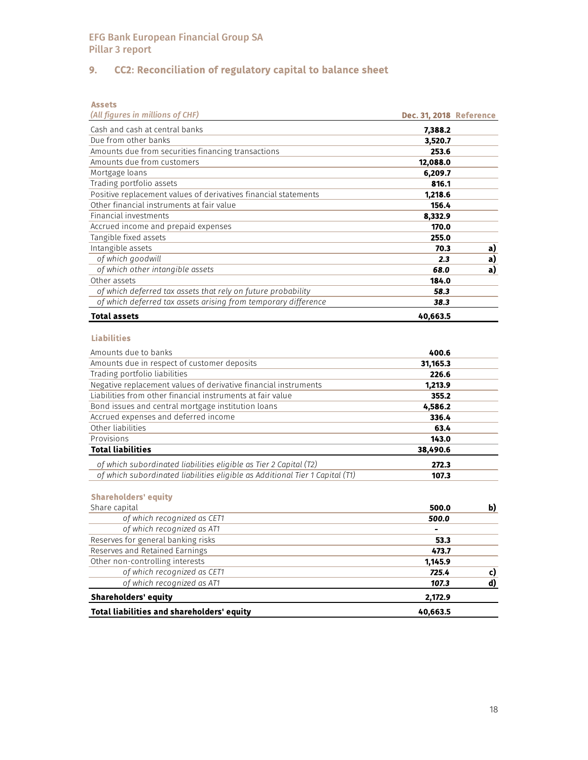## 9. CC2: Reconciliation of regulatory capital to balance sheet

**Assets**

| *(All figures in millions of CHF)* | Dec. 31, 2018 | Reference |
|---|---|---|
| Cash and cash at central banks | **7,388.2** | |
| Due from other banks | **3,520.7** | |
| Amounts due from securities financing transactions | **253.6** | |
| Amounts due from customers | **12,088.0** | |
| Mortgage loans | **6,209.7** | |
| Trading portfolio assets | **816.1** | |
| Positive replacement values of derivatives financial statements | **1,218.6** | |
| Other financial instruments at fair value | **156.4** | |
| Financial investments | **8,332.9** | |
| Accrued income and prepaid expenses | **170.0** | |
| Tangible fixed assets | **255.0** | |
| Intangible assets | **70.3** | **a)** |
| *of which goodwill* | ***2.3*** | **a)** |
| *of which other intangible assets* | ***68.0*** | **a)** |
| Other assets | **184.0** | |
| *of which deferred tax assets that rely on future probability* | ***58.3*** | |
| *of which deferred tax assets arising from temporary difference* | ***38.3*** | |
| **Total assets** | **40,663.5** | |

**Liabilities**

| | | |
|---|---|---|
| Amounts due to banks | **400.6** | |
| Amounts due in respect of customer deposits | **31,165.3** | |
| Trading portfolio liabilities | **226.6** | |
| Negative replacement values of derivative financial instruments | **1,213.9** | |
| Liabilities from other financial instruments at fair value | **355.2** | |
| Bond issues and central mortgage institution loans | **4,586.2** | |
| Accrued expenses and deferred income | **336.4** | |
| Other liabilities | **63.4** | |
| Provisions | **143.0** | |
| **Total liabilities** | **38,490.6** | |
| *of which subordinated liabilities eligible as Tier 2 Capital (T2)* | **272.3** | |
| *of which subordinated liabilities eligible as Additional Tier 1 Capital (T1)* | **107.3** | |

**Shareholders' equity**

| | | |
|---|---|---|
| Share capital | **500.0** | **b)** |
| *of which recognized as CET1* | ***500.0*** | |
| *of which recognized as AT1* | **-** | |
| Reserves for general banking risks | **53.3** | |
| Reserves and Retained Earnings | **473.7** | |
| Other non-controlling interests | **1,145.9** | |
| *of which recognized as CET1* | ***725.4*** | **c)** |
| *of which recognized as AT1* | ***107.3*** | **d)** |
| **Shareholders' equity** | **2,172.9** | |
| **Total liabilities and shareholders' equity** | **40,663.5** | |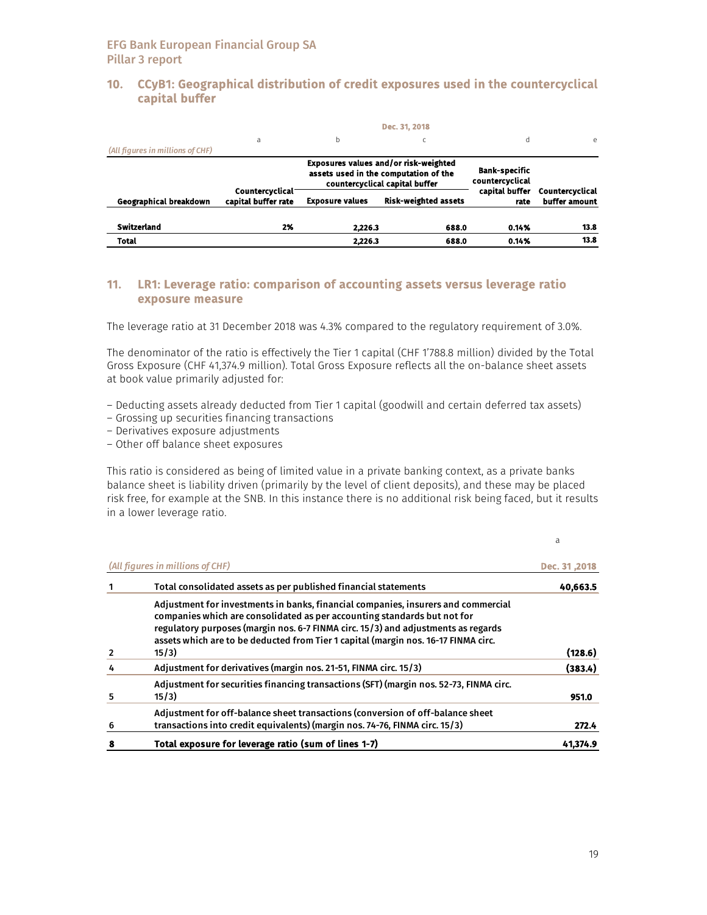## 10. CCyB1: Geographical distribution of credit exposures used in the countercyclical capital buffer

| *(All figures in millions of CHF)* | Dec. 31, 2018 | | | | |
|---|---|---|---|---|---|
| | a | b | c | d | e |
| | | Exposures values and/or risk-weighted assets used in the computation of the countercyclical capital buffer | | | |
| **Geographical breakdown** | **Countercyclical capital buffer rate** | **Exposure values** | **Risk-weighted assets** | **Bank-specific countercyclical capital buffer rate** | **Countercyclical buffer amount** |
| **Switzerland** | **2%** | **2,226.3** | **688.0** | **0.14%** | **13.8** |
| **Total** | | **2,226.3** | **688.0** | **0.14%** | **13.8** |

## 11. LR1: Leverage ratio: comparison of accounting assets versus leverage ratio exposure measure

The leverage ratio at 31 December 2018 was 4.3% compared to the regulatory requirement of 3.0%.

The denominator of the ratio is effectively the Tier 1 capital (CHF 1'788.8 million) divided by the Total Gross Exposure (CHF 41,374.9 million). Total Gross Exposure reflects all the on-balance sheet assets at book value primarily adjusted for:

– Deducting assets already deducted from Tier 1 capital (goodwill and certain deferred tax assets)
– Grossing up securities financing transactions
– Derivatives exposure adjustments
– Other off balance sheet exposures

This ratio is considered as being of limited value in a private banking context, as a private banks balance sheet is liability driven (primarily by the level of client deposits), and these may be placed risk free, for example at the SNB. In this instance there is no additional risk being faced, but it results in a lower leverage ratio.

| | *(All figures in millions of CHF)* | a<br>Dec. 31 ,2018 |
|---|---|---|
| 1 | **Total consolidated assets as per published financial statements** | **40,663.5** |
| 2 | **Adjustment for investments in banks, financial companies, insurers and commercial companies which are consolidated as per accounting standards but not for regulatory purposes (margin nos. 6-7 FINMA circ. 15/3) and adjustments as regards assets which are to be deducted from Tier 1 capital (margin nos. 16-17 FINMA circ. 15/3)** | **(128.6)** |
| 4 | **Adjustment for derivatives (margin nos. 21-51, FINMA circ. 15/3)** | **(383.4)** |
| 5 | **Adjustment for securities financing transactions (SFT) (margin nos. 52-73, FINMA circ. 15/3)** | **951.0** |
| 6 | **Adjustment for off-balance sheet transactions (conversion of off-balance sheet transactions into credit equivalents) (margin nos. 74-76, FINMA circ. 15/3)** | **272.4** |
| 8 | **Total exposure for leverage ratio (sum of lines 1-7)** | **41,374.9** |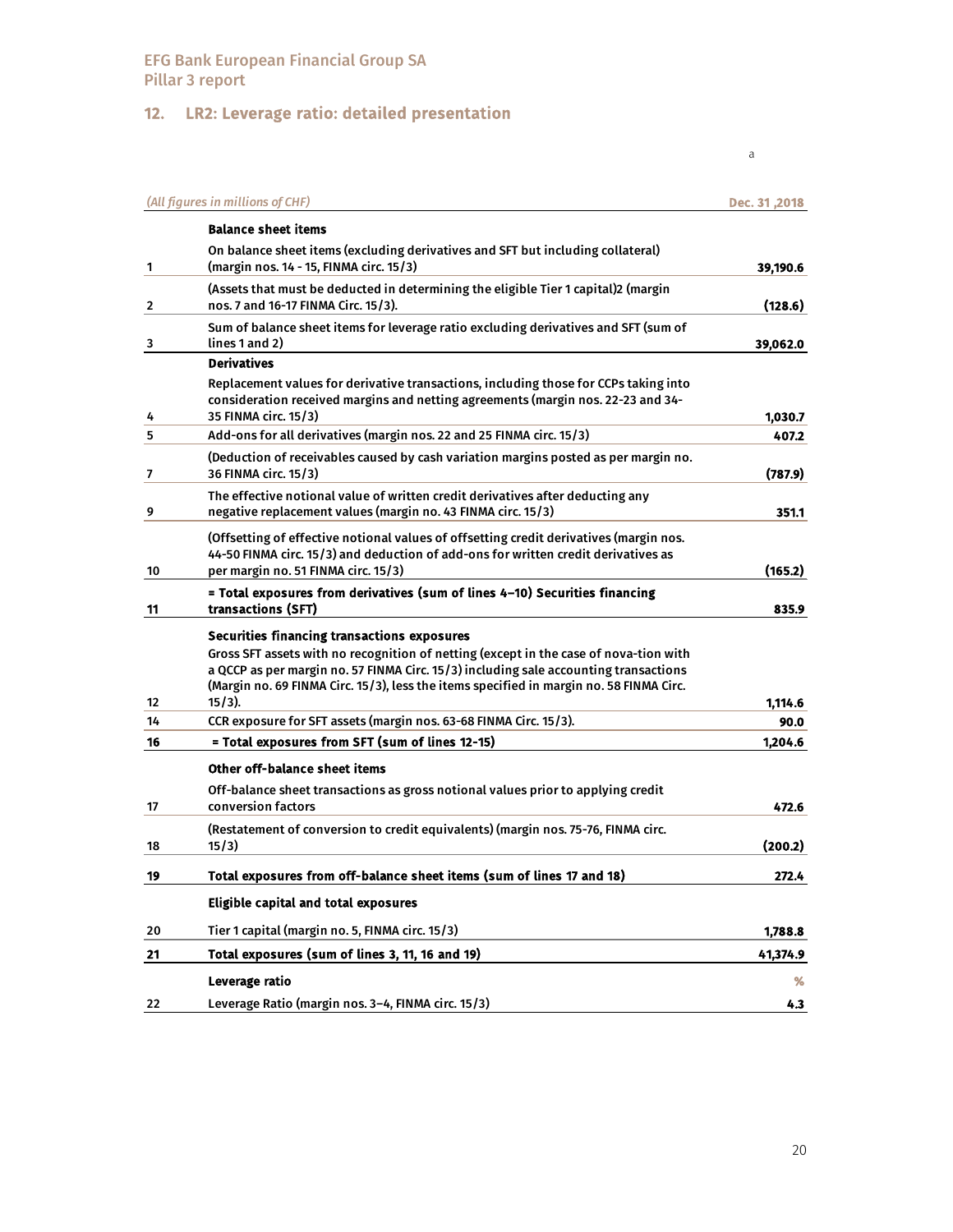EFG Bank European Financial Group SA
Pillar 3 report

## 12. LR2: Leverage ratio: detailed presentation

| | *(All figures in millions of CHF)* | a<br>Dec. 31 ,2018 |
|---|---|---|
| | **Balance sheet items** | |
| 1 | On balance sheet items (excluding derivatives and SFT but including collateral) (margin nos. 14 - 15, FINMA circ. 15/3) | 39,190.6 |
| 2 | (Assets that must be deducted in determining the eligible Tier 1 capital)2 (margin nos. 7 and 16-17 FINMA Circ. 15/3). | (128.6) |
| 3 | Sum of balance sheet items for leverage ratio excluding derivatives and SFT (sum of lines 1 and 2) | 39,062.0 |
| | **Derivatives** | |
| 4 | Replacement values for derivative transactions, including those for CCPs taking into consideration received margins and netting agreements (margin nos. 22-23 and 34-35 FINMA circ. 15/3) | 1,030.7 |
| 5 | Add-ons for all derivatives (margin nos. 22 and 25 FINMA circ. 15/3) | 407.2 |
| 7 | (Deduction of receivables caused by cash variation margins posted as per margin no. 36 FINMA circ. 15/3) | (787.9) |
| 9 | The effective notional value of written credit derivatives after deducting any negative replacement values (margin no. 43 FINMA circ. 15/3) | 351.1 |
| 10 | (Offsetting of effective notional values of offsetting credit derivatives (margin nos. 44-50 FINMA circ. 15/3) and deduction of add-ons for written credit derivatives as per margin no. 51 FINMA circ. 15/3) | (165.2) |
| 11 | **= Total exposures from derivatives (sum of lines 4–10) Securities financing transactions (SFT)** | 835.9 |
| | **Securities financing transactions exposures** | |
| 12 | Gross SFT assets with no recognition of netting (except in the case of nova-tion with a QCCP as per margin no. 57 FINMA Circ. 15/3) including sale accounting transactions (Margin no. 69 FINMA Circ. 15/3), less the items specified in margin no. 58 FINMA Circ. 15/3). | 1,114.6 |
| 14 | CCR exposure for SFT assets (margin nos. 63-68 FINMA Circ. 15/3). | 90.0 |
| **16** | **= Total exposures from SFT (sum of lines 12-15)** | **1,204.6** |
| | **Other off-balance sheet items** | |
| 17 | Off-balance sheet transactions as gross notional values prior to applying credit conversion factors | 472.6 |
| 18 | (Restatement of conversion to credit equivalents) (margin nos. 75-76, FINMA circ. 15/3) | (200.2) |
| **19** | **Total exposures from off-balance sheet items (sum of lines 17 and 18)** | **272.4** |
| | **Eligible capital and total exposures** | |
| 20 | Tier 1 capital (margin no. 5, FINMA circ. 15/3) | 1,788.8 |
| **21** | **Total exposures (sum of lines 3, 11, 16 and 19)** | **41,374.9** |
| | **Leverage ratio** | **%** |
| 22 | Leverage Ratio (margin nos. 3–4, FINMA circ. 15/3) | 4.3 |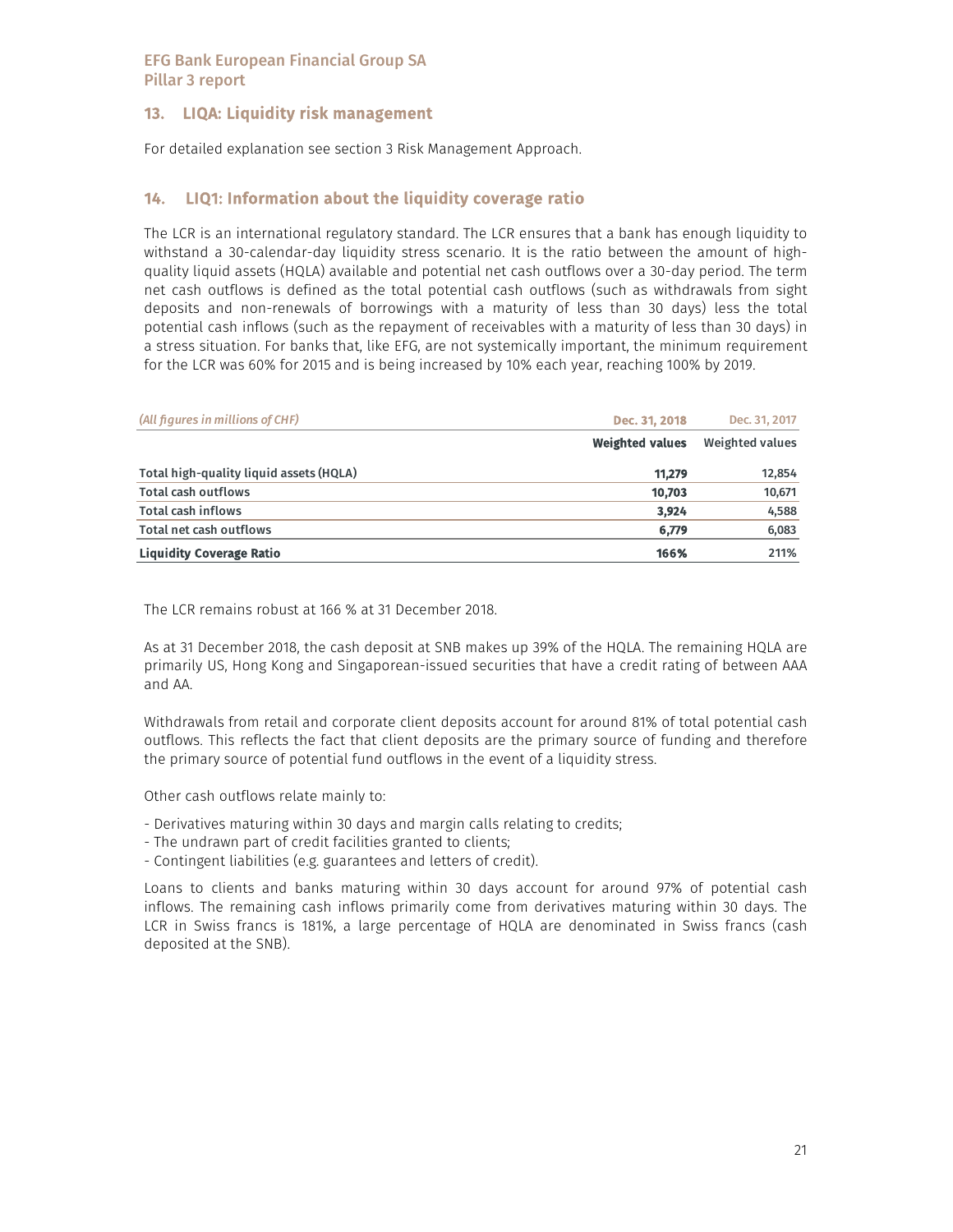## 13. LIQA: Liquidity risk management

For detailed explanation see section 3 Risk Management Approach.

## 14. LIQ1: Information about the liquidity coverage ratio

The LCR is an international regulatory standard. The LCR ensures that a bank has enough liquidity to withstand a 30-calendar-day liquidity stress scenario. It is the ratio between the amount of high-quality liquid assets (HQLA) available and potential net cash outflows over a 30-day period. The term net cash outflows is defined as the total potential cash outflows (such as withdrawals from sight deposits and non-renewals of borrowings with a maturity of less than 30 days) less the total potential cash inflows (such as the repayment of receivables with a maturity of less than 30 days) in a stress situation. For banks that, like EFG, are not systemically important, the minimum requirement for the LCR was 60% for 2015 and is being increased by 10% each year, reaching 100% by 2019.

| *(All figures in millions of CHF)* | **Dec. 31, 2018** | Dec. 31, 2017 |
|---|---|---|
| | **Weighted values** | Weighted values |
| **Total high-quality liquid assets (HQLA)** | **11,279** | 12,854 |
| **Total cash outflows** | **10,703** | 10,671 |
| **Total cash inflows** | **3,924** | 4,588 |
| **Total net cash outflows** | **6,779** | 6,083 |
| **Liquidity Coverage Ratio** | **166%** | 211% |

The LCR remains robust at 166 % at 31 December 2018.

As at 31 December 2018, the cash deposit at SNB makes up 39% of the HQLA. The remaining HQLA are primarily US, Hong Kong and Singaporean-issued securities that have a credit rating of between AAA and AA.

Withdrawals from retail and corporate client deposits account for around 81% of total potential cash outflows. This reflects the fact that client deposits are the primary source of funding and therefore the primary source of potential fund outflows in the event of a liquidity stress.

Other cash outflows relate mainly to:

- Derivatives maturing within 30 days and margin calls relating to credits;
- The undrawn part of credit facilities granted to clients;
- Contingent liabilities (e.g. guarantees and letters of credit).

Loans to clients and banks maturing within 30 days account for around 97% of potential cash inflows. The remaining cash inflows primarily come from derivatives maturing within 30 days. The LCR in Swiss francs is 181%, a large percentage of HQLA are denominated in Swiss francs (cash deposited at the SNB).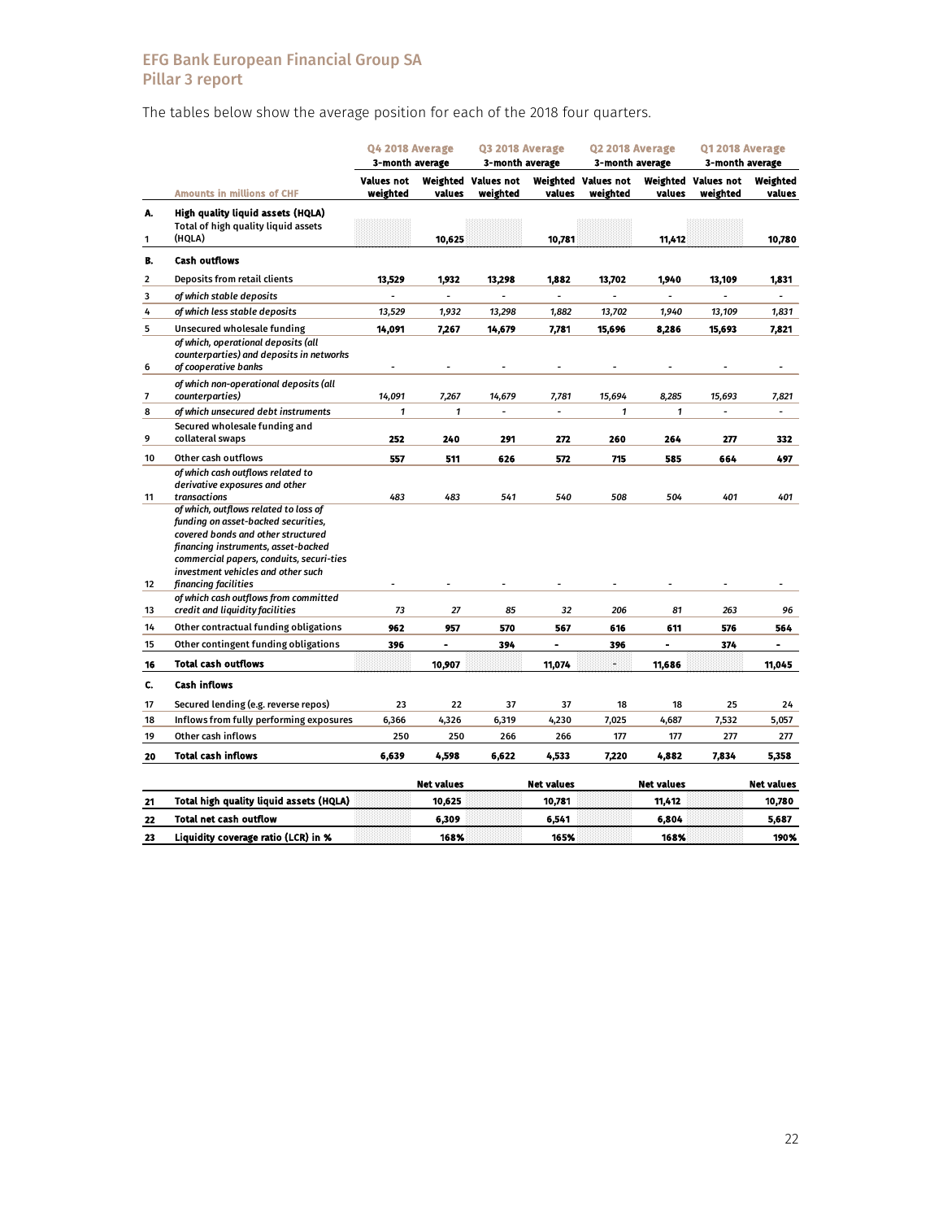The tables below show the average position for each of the 2018 four quarters.

| | | Q4 2018 Average 3-month average | | Q3 2018 Average 3-month average | | Q2 2018 Average 3-month average | | Q1 2018 Average 3-month average | |
|---|---|---|---|---|---|---|---|---|---|
| | Amounts in millions of CHF | Values not weighted | Weighted values | Values not weighted | Weighted values | Values not weighted | Weighted values | Values not weighted | Weighted values |
| **A.** | **High quality liquid assets (HQLA)** | | | | | | | | |
| 1 | Total of high quality liquid assets (HQLA) | | **10,625** | | **10,781** | | **11,412** | | **10,780** |
| **B.** | **Cash outflows** | | | | | | | | |
| 2 | Deposits from retail clients | **13,529** | **1,932** | **13,298** | **1,882** | **13,702** | **1,940** | **13,109** | **1,831** |
| 3 | *of which stable deposits* | - | - | - | - | - | - | - | - |
| 4 | *of which less stable deposits* | *13,529* | *1,932* | *13,298* | *1,882* | *13,702* | *1,940* | *13,109* | *1,831* |
| 5 | Unsecured wholesale funding | **14,091** | **7,267** | **14,679** | **7,781** | **15,696** | **8,286** | **15,693** | **7,821** |
| 6 | *of which, operational deposits (all counterparties) and deposits in networks of cooperative banks* | - | - | - | - | - | - | - | - |
| 7 | *of which non-operational deposits (all counterparties)* | *14,091* | *7,267* | *14,679* | *7,781* | *15,694* | *8,285* | *15,693* | *7,821* |
| 8 | *of which unsecured debt instruments* | *1* | *1* | - | - | *1* | *1* | - | - |
| 9 | Secured wholesale funding and collateral swaps | **252** | **240** | **291** | **272** | **260** | **264** | **277** | **332** |
| 10 | Other cash outflows | **557** | **511** | **626** | **572** | **715** | **585** | **664** | **497** |
| 11 | *of which cash outflows related to derivative exposures and other transactions* | *483* | *483* | *541* | *540* | *508* | *504* | *401* | *401* |
| 12 | *of which, outflows related to loss of funding on asset-backed securities, covered bonds and other structured financing instruments, asset-backed commercial papers, conduits, securi-ties investment vehicles and other such financing facilities* | - | - | - | - | - | - | - | - |
| 13 | *of which cash outflows from committed credit and liquidity facilities* | *73* | *27* | *85* | *32* | *206* | *81* | *263* | *96* |
| 14 | Other contractual funding obligations | **962** | **957** | **570** | **567** | **616** | **611** | **576** | **564** |
| 15 | Other contingent funding obligations | **396** | **-** | **394** | **-** | **396** | **-** | **374** | **-** |
| **16** | **Total cash outflows** | | **10,907** | | **11,074** | - | **11,686** | | **11,045** |
| **C.** | **Cash inflows** | | | | | | | | |
| 17 | Secured lending (e.g. reverse repos) | 23 | 22 | 37 | 37 | 18 | 18 | 25 | 24 |
| 18 | Inflows from fully performing exposures | 6,366 | 4,326 | 6,319 | 4,230 | 7,025 | 4,687 | 7,532 | 5,057 |
| 19 | Other cash inflows | 250 | 250 | 266 | 266 | 177 | 177 | 277 | 277 |
| **20** | **Total cash inflows** | **6,639** | **4,598** | **6,622** | **4,533** | **7,220** | **4,882** | **7,834** | **5,358** |
| | | | **Net values** | | **Net values** | | **Net values** | | **Net values** |
| **21** | **Total high quality liquid assets (HQLA)** | | **10,625** | | **10,781** | | **11,412** | | **10,780** |
| **22** | **Total net cash outflow** | | **6,309** | | **6,541** | | **6,804** | | **5,687** |
| **23** | **Liquidity coverage ratio (LCR) in %** | | **168%** | | **165%** | | **168%** | | **190%** |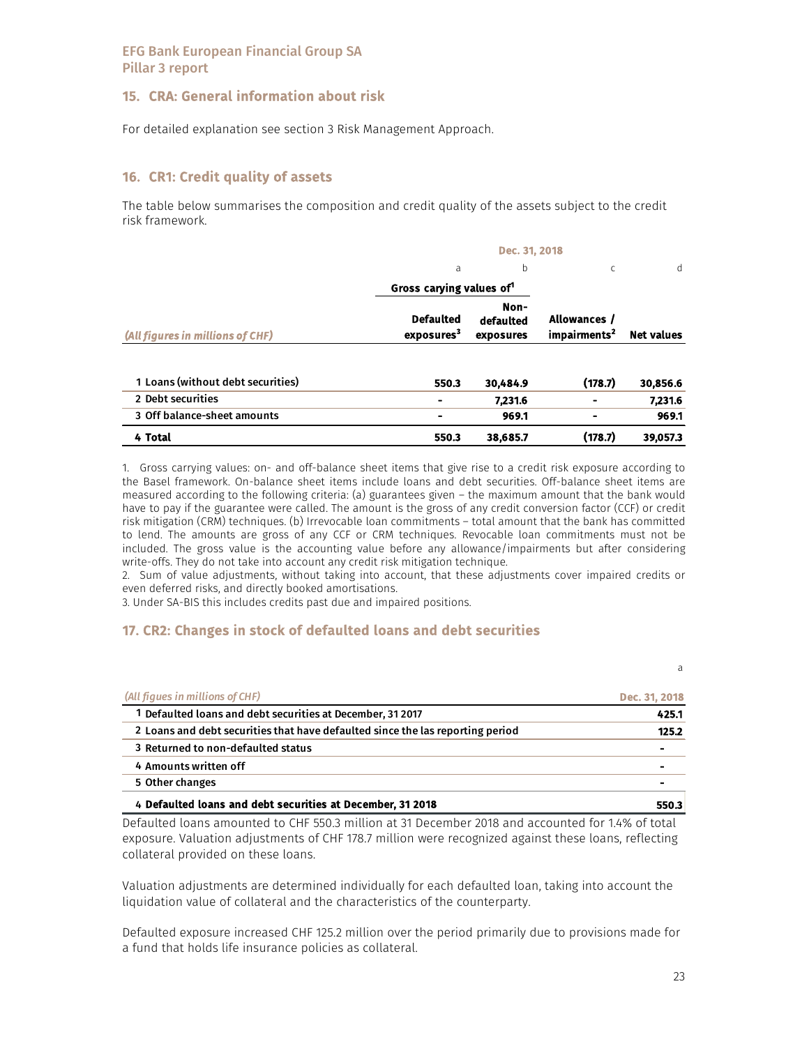## 15. CRA: General information about risk

For detailed explanation see section 3 Risk Management Approach.

## 16. CR1: Credit quality of assets

The table below summarises the composition and credit quality of the assets subject to the credit risk framework.

| | Dec. 31, 2018 | | | |
|---|---|---|---|---|
| | a | b | c | d |
| | Gross carying values of[1] | | | |
| *(All figures in millions of CHF)* | Defaulted exposures[3] | Non-defaulted exposures | Allowances / impairments[2] | Net values |
| 1 Loans (without debt securities) | 550.3 | 30,484.9 | (178.7) | 30,856.6 |
| 2 Debt securities | - | 7,231.6 | - | 7,231.6 |
| 3 Off balance-sheet amounts | - | 969.1 | - | 969.1 |
| **4 Total** | **550.3** | **38,685.7** | **(178.7)** | **39,057.3** |

1. Gross carrying values: on- and off-balance sheet items that give rise to a credit risk exposure according to the Basel framework. On-balance sheet items include loans and debt securities. Off-balance sheet items are measured according to the following criteria: (a) guarantees given – the maximum amount that the bank would have to pay if the guarantee were called. The amount is the gross of any credit conversion factor (CCF) or credit risk mitigation (CRM) techniques. (b) Irrevocable loan commitments – total amount that the bank has committed to lend. The amounts are gross of any CCF or CRM techniques. Revocable loan commitments must not be included. The gross value is the accounting value before any allowance/impairments but after considering write-offs. They do not take into account any credit risk mitigation technique.
2. Sum of value adjustments, without taking into account, that these adjustments cover impaired credits or even deferred risks, and directly booked amortisations.
3. Under SA-BIS this includes credits past due and impaired positions.

## 17. CR2: Changes in stock of defaulted loans and debt securities

| | a |
|---|---|
| *(All figues in millions of CHF)* | Dec. 31, 2018 |
| 1 Defaulted loans and debt securities at December, 31 2017 | 425.1 |
| 2 Loans and debt securities that have defaulted since the las reporting period | 125.2 |
| 3 Returned to non-defaulted status | - |
| 4 Amounts written off | - |
| 5 Other changes | - |
| **4 Defaulted loans and debt securities at December, 31 2018** | **550.3** |

Defaulted loans amounted to CHF 550.3 million at 31 December 2018 and accounted for 1.4% of total exposure. Valuation adjustments of CHF 178.7 million were recognized against these loans, reflecting collateral provided on these loans.

Valuation adjustments are determined individually for each defaulted loan, taking into account the liquidation value of collateral and the characteristics of the counterparty.

Defaulted exposure increased CHF 125.2 million over the period primarily due to provisions made for a fund that holds life insurance policies as collateral.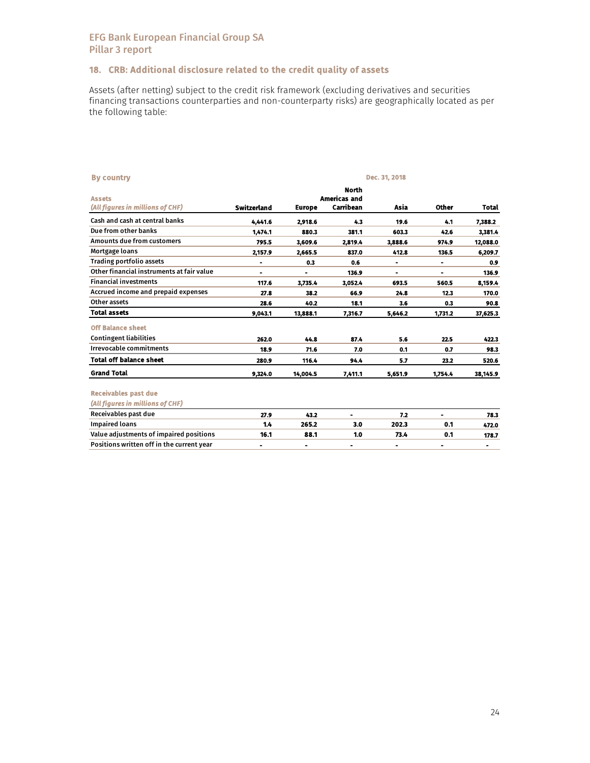EFG Bank European Financial Group SA
Pillar 3 report

## 18. CRB: Additional disclosure related to the credit quality of assets

Assets (after netting) subject to the credit risk framework (excluding derivatives and securities financing transactions counterparties and non-counterparty risks) are geographically located as per the following table:

**By country** — Dec. 31, 2018

| **Assets** *(All figures in millions of CHF)* | Switzerland | Europe | North Americas and Carribean | Asia | Other | Total |
|---|---|---|---|---|---|---|
| Cash and cash at central banks | 4,441.6 | 2,918.6 | 4.3 | 19.6 | 4.1 | 7,388.2 |
| Due from other banks | 1,474.1 | 880.3 | 381.1 | 603.3 | 42.6 | 3,381.4 |
| Amounts due from customers | 795.5 | 3,609.6 | 2,819.4 | 3,888.6 | 974.9 | 12,088.0 |
| Mortgage loans | 2,157.9 | 2,665.5 | 837.0 | 412.8 | 136.5 | 6,209.7 |
| Trading portfolio assets | - | 0.3 | 0.6 | - | - | 0.9 |
| Other financial instruments at fair value | - | - | 136.9 | - | - | 136.9 |
| Financial investments | 117.6 | 3,735.4 | 3,052.4 | 693.5 | 560.5 | 8,159.4 |
| Accrued income and prepaid expenses | 27.8 | 38.2 | 66.9 | 24.8 | 12.3 | 170.0 |
| Other assets | 28.6 | 40.2 | 18.1 | 3.6 | 0.3 | 90.8 |
| **Total assets** | 9,043.1 | 13,888.1 | 7,316.7 | 5,646.2 | 1,731.2 | 37,625.3 |
| **Off Balance sheet** | | | | | | |
| Contingent liabilities | 262.0 | 44.8 | 87.4 | 5.6 | 22.5 | 422.3 |
| Irrevocable commitments | 18.9 | 71.6 | 7.0 | 0.1 | 0.7 | 98.3 |
| **Total off balance sheet** | 280.9 | 116.4 | 94.4 | 5.7 | 23.2 | 520.6 |
| **Grand Total** | 9,324.0 | 14,004.5 | 7,411.1 | 5,651.9 | 1,754.4 | 38,145.9 |

| **Receivables past due** *(All figures in millions of CHF)* | Switzerland | Europe | North Americas and Carribean | Asia | Other | Total |
|---|---|---|---|---|---|---|
| Receivables past due | 27.9 | 43.2 | - | 7.2 | - | 78.3 |
| Impaired loans | 1.4 | 265.2 | 3.0 | 202.3 | 0.1 | 472.0 |
| Value adjustments of impaired positions | 16.1 | 88.1 | 1.0 | 73.4 | 0.1 | 178.7 |
| Positions written off in the current year | - | - | - | - | - | - |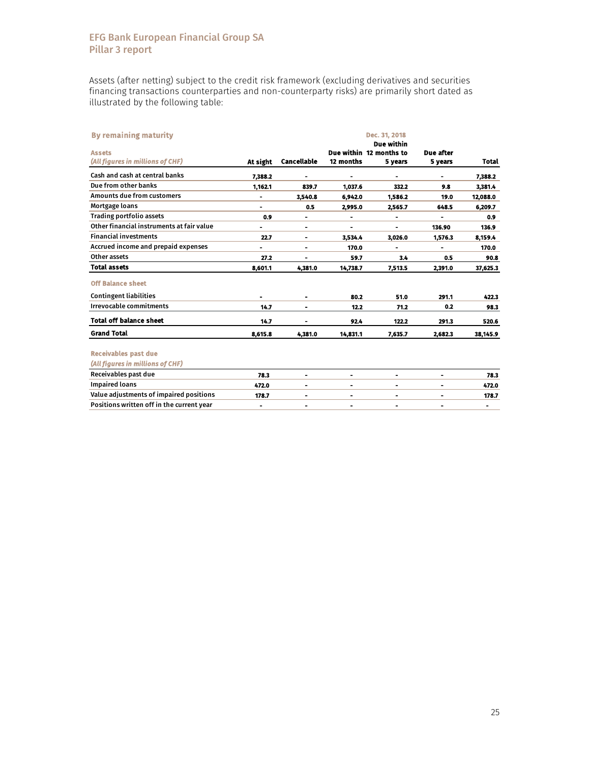Assets (after netting) subject to the credit risk framework (excluding derivatives and securities financing transactions counterparties and non-counterparty risks) are primarily short dated as illustrated by the following table:

| By remaining maturity | | | Dec. 31, 2018 | | | |
|---|---|---|---|---|---|---|
| **Assets** *(All figures in millions of CHF)* | **At sight** | **Cancellable** | **Due within 12 months** | **Due within 12 months to 5 years** | **Due after 5 years** | **Total** |
| Cash and cash at central banks | 7,388.2 | - | - | - | - | 7,388.2 |
| Due from other banks | 1,162.1 | 839.7 | 1,037.6 | 332.2 | 9.8 | 3,381.4 |
| Amounts due from customers | - | 3,540.8 | 6,942.0 | 1,586.2 | 19.0 | 12,088.0 |
| Mortgage loans | - | 0.5 | 2,995.0 | 2,565.7 | 648.5 | 6,209.7 |
| Trading portfolio assets | 0.9 | - | - | - | - | 0.9 |
| Other financial instruments at fair value | - | - | - | - | 136.90 | 136.9 |
| Financial investments | 22.7 | - | 3,534.4 | 3,026.0 | 1,576.3 | 8,159.4 |
| Accrued income and prepaid expenses | - | - | 170.0 | - | - | 170.0 |
| Other assets | 27.2 | - | 59.7 | 3.4 | 0.5 | 90.8 |
| **Total assets** | **8,601.1** | **4,381.0** | **14,738.7** | **7,513.5** | **2,391.0** | **37,625.3** |
| **Off Balance sheet** | | | | | | |
| Contingent liabilities | - | - | 80.2 | 51.0 | 291.1 | 422.3 |
| Irrevocable commitments | 14.7 | - | 12.2 | 71.2 | 0.2 | 98.3 |
| **Total off balance sheet** | **14.7** | **-** | **92.4** | **122.2** | **291.3** | **520.6** |
| **Grand Total** | **8,615.8** | **4,381.0** | **14,831.1** | **7,635.7** | **2,682.3** | **38,145.9** |

| Receivables past due *(All figures in millions of CHF)* | | | | | | |
|---|---|---|---|---|---|---|
| Receivables past due | 78.3 | - | - | - | - | 78.3 |
| Impaired loans | 472.0 | - | - | - | - | 472.0 |
| Value adjustments of impaired positions | 178.7 | - | - | - | - | 178.7 |
| Positions written off in the current year | - | - | - | - | - | - |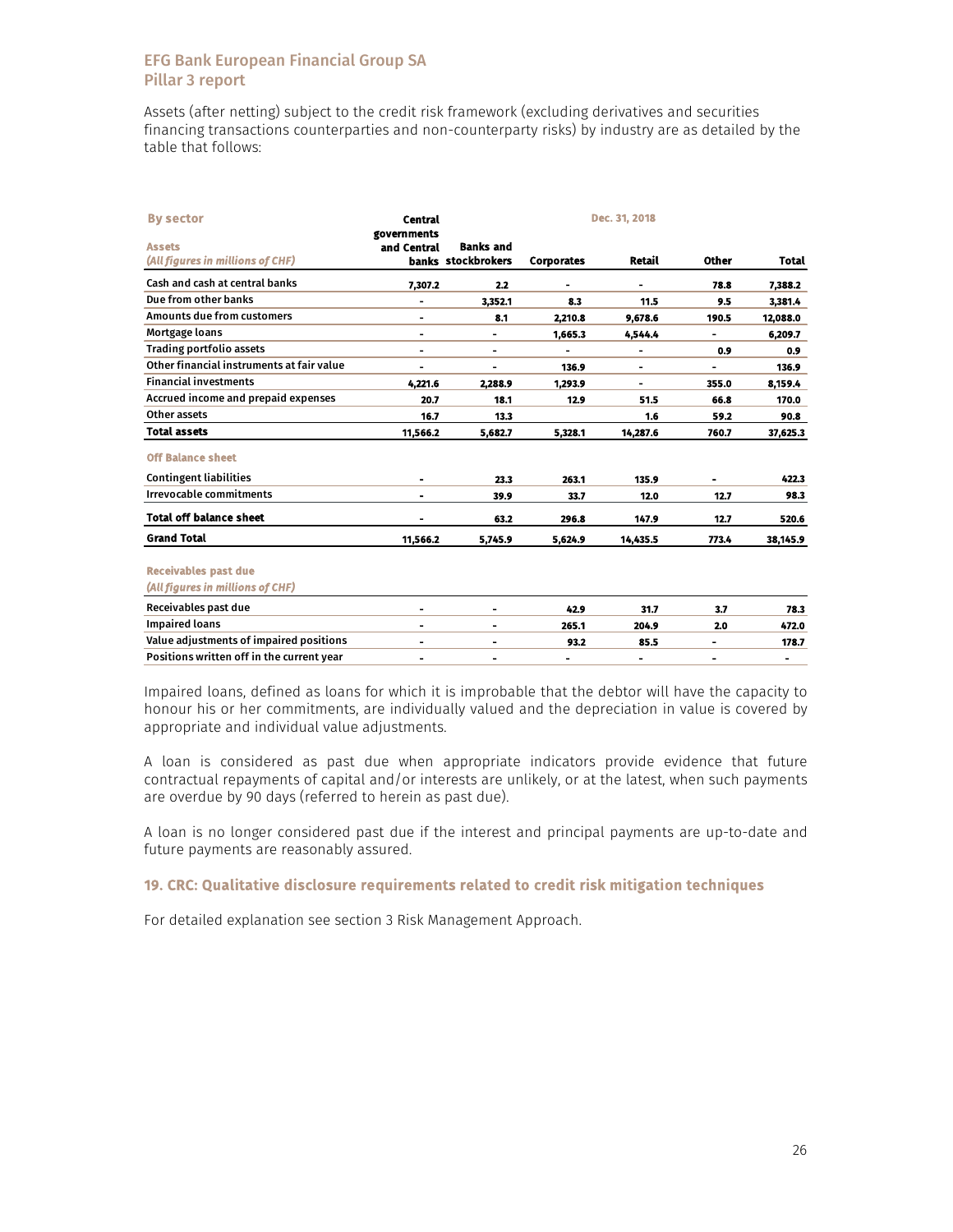Assets (after netting) subject to the credit risk framework (excluding derivatives and securities financing transactions counterparties and non-counterparty risks) by industry are as detailed by the table that follows:

| **By sector** | | | Dec. 31, 2018 | | | |
|---|---|---|---|---|---|---|
| **Assets** *(All figures in millions of CHF)* | **Central governments and Central banks** | **Banks and stockbrokers** | **Corporates** | **Retail** | **Other** | **Total** |
| Cash and cash at central banks | 7,307.2 | 2.2 | - | - | 78.8 | 7,388.2 |
| Due from other banks | - | 3,352.1 | 8.3 | 11.5 | 9.5 | 3,381.4 |
| Amounts due from customers | - | 8.1 | 2,210.8 | 9,678.6 | 190.5 | 12,088.0 |
| Mortgage loans | - | - | 1,665.3 | 4,544.4 | - | 6,209.7 |
| Trading portfolio assets | - | - | - | - | 0.9 | 0.9 |
| Other financial instruments at fair value | - | - | 136.9 | - | - | 136.9 |
| Financial investments | 4,221.6 | 2,288.9 | 1,293.9 | - | 355.0 | 8,159.4 |
| Accrued income and prepaid expenses | 20.7 | 18.1 | 12.9 | 51.5 | 66.8 | 170.0 |
| Other assets | 16.7 | 13.3 | | 1.6 | 59.2 | 90.8 |
| **Total assets** | **11,566.2** | **5,682.7** | **5,328.1** | **14,287.6** | **760.7** | **37,625.3** |
| **Off Balance sheet** | | | | | | |
| Contingent liabilities | - | 23.3 | 263.1 | 135.9 | - | 422.3 |
| Irrevocable commitments | - | 39.9 | 33.7 | 12.0 | 12.7 | 98.3 |
| **Total off balance sheet** | - | **63.2** | **296.8** | **147.9** | **12.7** | **520.6** |
| **Grand Total** | **11,566.2** | **5,745.9** | **5,624.9** | **14,435.5** | **773.4** | **38,145.9** |

| **Receivables past due** *(All figures in millions of CHF)* | | | | | | |
|---|---|---|---|---|---|---|
| Receivables past due | - | - | 42.9 | 31.7 | 3.7 | 78.3 |
| Impaired loans | - | - | 265.1 | 204.9 | 2.0 | 472.0 |
| Value adjustments of impaired positions | - | - | 93.2 | 85.5 | - | 178.7 |
| Positions written off in the current year | - | - | - | - | - | - |

Impaired loans, defined as loans for which it is improbable that the debtor will have the capacity to honour his or her commitments, are individually valued and the depreciation in value is covered by appropriate and individual value adjustments.

A loan is considered as past due when appropriate indicators provide evidence that future contractual repayments of capital and/or interests are unlikely, or at the latest, when such payments are overdue by 90 days (referred to herein as past due).

A loan is no longer considered past due if the interest and principal payments are up-to-date and future payments are reasonably assured.

## 19. CRC: Qualitative disclosure requirements related to credit risk mitigation techniques

For detailed explanation see section 3 Risk Management Approach.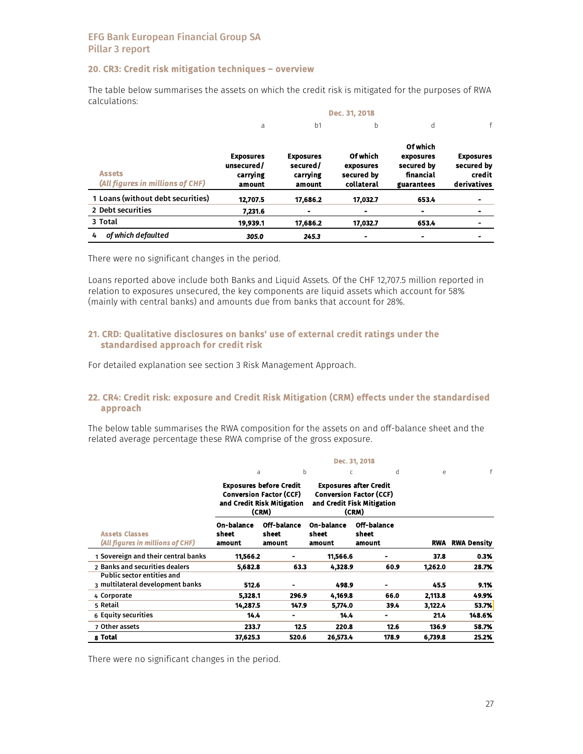## 20. CR3: Credit risk mitigation techniques – overview

The table below summarises the assets on which the credit risk is mitigated for the purposes of RWA calculations:

| Assets *(All figures in millions of CHF)* | Dec. 31, 2018 | | | | |
|---|---|---|---|---|---|
| | a | b1 | b | d | f |
| | **Exposures unsecured/ carrying amount** | **Exposures secured/ carrying amount** | **Of which exposures secured by collateral** | **Of which exposures secured by financial guarantees** | **Exposures secured by credit derivatives** |
| 1 Loans (without debt securities) | 12,707.5 | 17,686.2 | 17,032.7 | 653.4 | - |
| 2 Debt securities | 7,231.6 | - | - | - | - |
| 3 Total | 19,939.1 | 17,686.2 | 17,032.7 | 653.4 | - |
| 4 *of which defaulted* | *305.0* | *245.3* | - | - | - |

There were no significant changes in the period.

Loans reported above include both Banks and Liquid Assets. Of the CHF 12,707.5 million reported in relation to exposures unsecured, the key components are liquid assets which account for 58% (mainly with central banks) and amounts due from banks that account for 28%.

## 21. CRD: Qualitative disclosures on banks' use of external credit ratings under the standardised approach for credit risk

For detailed explanation see section 3 Risk Management Approach.

## 22. CR4: Credit risk: exposure and Credit Risk Mitigation (CRM) effects under the standardised approach

The below table summarises the RWA composition for the assets on and off-balance sheet and the related average percentage these RWA comprise of the gross exposure.

| Assets Classes *(All figures in millions of CHF)* | Dec. 31, 2018 | | | | | |
|---|---|---|---|---|---|---|
| | a | b | c | d | e | f |
| | **Exposures before Credit Conversion Factor (CCF) and Credit Risk Mitigation (CRM)** | | **Exposures after Credit Conversion Factor (CCF) and Credit Fisk Mitigation (CRM)** | | | |
| | **On-balance sheet amount** | **Off-balance sheet amount** | **On-balance sheet amount** | **Off-balance sheet amount** | **RWA** | **RWA Density** |
| 1 Sovereign and their central banks | 11,566.2 | - | 11,566.6 | - | 37.8 | 0.3% |
| 2 Banks and securities dealers | 5,682.8 | 63.3 | 4,328.9 | 60.9 | 1,262.0 | 28.7% |
| 3 Public sector entities and multilateral development banks | 512.6 | - | 498.9 | - | 45.5 | 9.1% |
| 4 Corporate | 5,328.1 | 296.9 | 4,169.8 | 66.0 | 2,113.8 | 49.9% |
| 5 Retail | 14,287.5 | 147.9 | 5,774.0 | 39.4 | 3,122.4 | 53.7% |
| 6 Equity securities | 14.4 | - | 14.4 | - | 21.4 | 148.6% |
| 7 Other assets | 233.7 | 12.5 | 220.8 | 12.6 | 136.9 | 58.7% |
| 8 Total | 37,625.3 | 520.6 | 26,573.4 | 178.9 | 6,739.8 | 25.2% |

There were no significant changes in the period.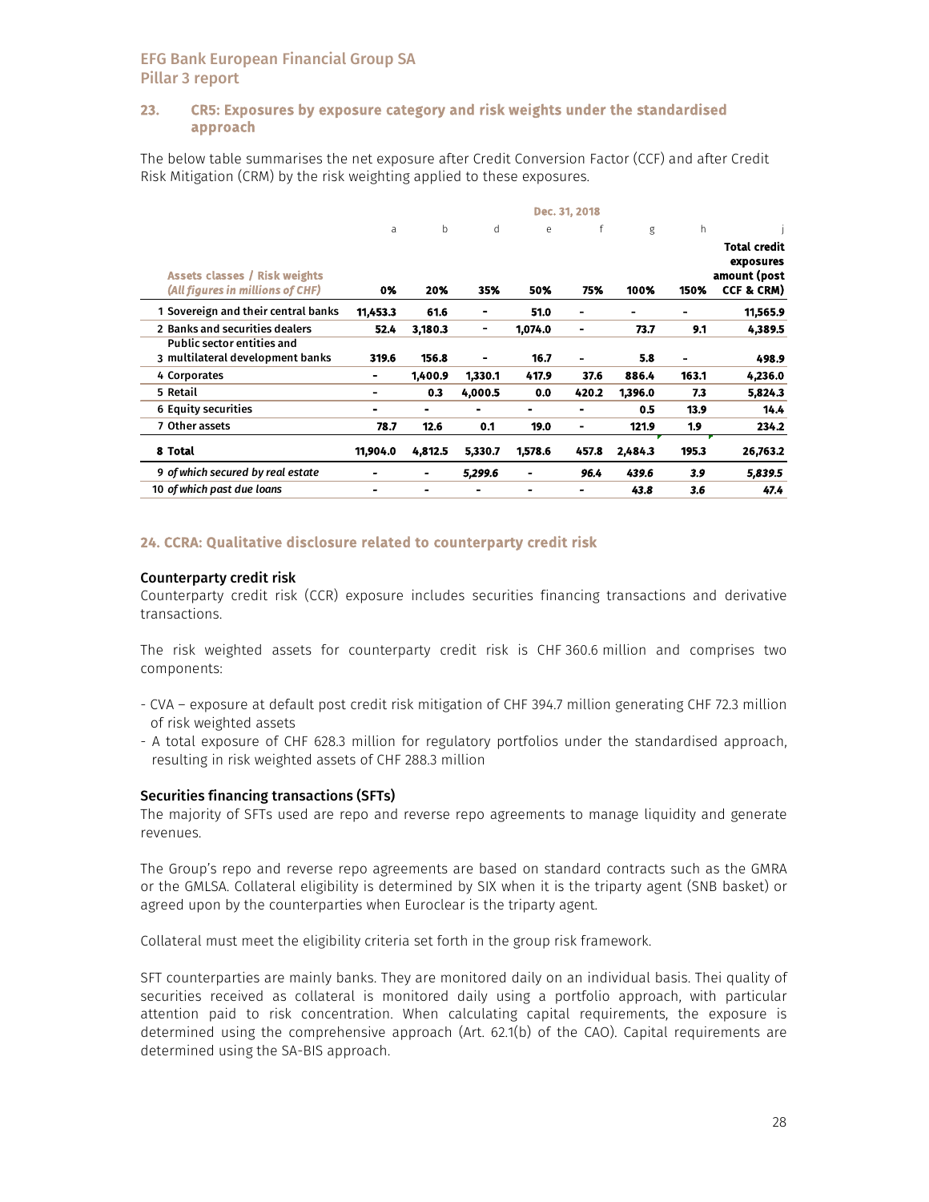## 23. CR5: Exposures by exposure category and risk weights under the standardised approach

The below table summarises the net exposure after Credit Conversion Factor (CCF) and after Credit Risk Mitigation (CRM) by the risk weighting applied to these exposures.

| | Dec. 31, 2018 | | | | | | | |
|---|---|---|---|---|---|---|---|---|
| | a | b | d | e | f | g | h | j |
| **Assets classes / Risk weights** *(All figures in millions of CHF)* | **0%** | **20%** | **35%** | **50%** | **75%** | **100%** | **150%** | **Total credit exposures amount (post CCF & CRM)** |
| 1 Sovereign and their central banks | 11,453.3 | 61.6 | - | 51.0 | - | - | - | 11,565.9 |
| 2 Banks and securities dealers | 52.4 | 3,180.3 | - | 1,074.0 | - | 73.7 | 9.1 | 4,389.5 |
| 3 Public sector entities and multilateral development banks | 319.6 | 156.8 | - | 16.7 | - | 5.8 | - | 498.9 |
| 4 Corporates | - | 1,400.9 | 1,330.1 | 417.9 | 37.6 | 886.4 | 163.1 | 4,236.0 |
| 5 Retail | - | 0.3 | 4,000.5 | 0.0 | 420.2 | 1,396.0 | 7.3 | 5,824.3 |
| 6 Equity securities | - | - | - | - | - | 0.5 | 13.9 | 14.4 |
| 7 Other assets | 78.7 | 12.6 | 0.1 | 19.0 | - | 121.9 | 1.9 | 234.2 |
| **8 Total** | **11,904.0** | **4,812.5** | **5,330.7** | **1,578.6** | **457.8** | **2,484.3** | **195.3** | **26,763.2** |
| 9 *of which secured by real estate* | - | - | *5,299.6* | - | *96.4* | *439.6* | *3.9* | *5,839.5* |
| 10 *of which past due loans* | - | - | - | - | - | *43.8* | *3.6* | *47.4* |

## 24. CCRA: Qualitative disclosure related to counterparty credit risk

### Counterparty credit risk

Counterparty credit risk (CCR) exposure includes securities financing transactions and derivative transactions.

The risk weighted assets for counterparty credit risk is CHF 360.6 million and comprises two components:

- CVA – exposure at default post credit risk mitigation of CHF 394.7 million generating CHF 72.3 million of risk weighted assets
- A total exposure of CHF 628.3 million for regulatory portfolios under the standardised approach, resulting in risk weighted assets of CHF 288.3 million

### Securities financing transactions (SFTs)

The majority of SFTs used are repo and reverse repo agreements to manage liquidity and generate revenues.

The Group's repo and reverse repo agreements are based on standard contracts such as the GMRA or the GMLSA. Collateral eligibility is determined by SIX when it is the triparty agent (SNB basket) or agreed upon by the counterparties when Euroclear is the triparty agent.

Collateral must meet the eligibility criteria set forth in the group risk framework.

SFT counterparties are mainly banks. They are monitored daily on an individual basis. Thei quality of securities received as collateral is monitored daily using a portfolio approach, with particular attention paid to risk concentration. When calculating capital requirements, the exposure is determined using the comprehensive approach (Art. 62.1(b) of the CAO). Capital requirements are determined using the SA-BIS approach.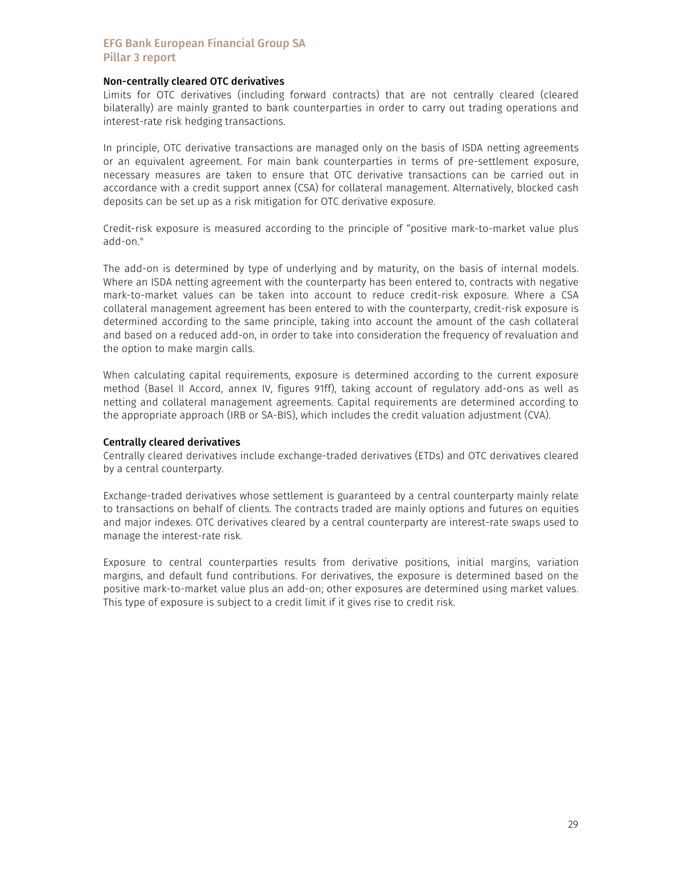### Non-centrally cleared OTC derivatives

Limits for OTC derivatives (including forward contracts) that are not centrally cleared (cleared bilaterally) are mainly granted to bank counterparties in order to carry out trading operations and interest-rate risk hedging transactions.

In principle, OTC derivative transactions are managed only on the basis of ISDA netting agreements or an equivalent agreement. For main bank counterparties in terms of pre-settlement exposure, necessary measures are taken to ensure that OTC derivative transactions can be carried out in accordance with a credit support annex (CSA) for collateral management. Alternatively, blocked cash deposits can be set up as a risk mitigation for OTC derivative exposure.

Credit-risk exposure is measured according to the principle of "positive mark-to-market value plus add-on."

The add-on is determined by type of underlying and by maturity, on the basis of internal models. Where an ISDA netting agreement with the counterparty has been entered to, contracts with negative mark-to-market values can be taken into account to reduce credit-risk exposure. Where a CSA collateral management agreement has been entered to with the counterparty, credit-risk exposure is determined according to the same principle, taking into account the amount of the cash collateral and based on a reduced add-on, in order to take into consideration the frequency of revaluation and the option to make margin calls.

When calculating capital requirements, exposure is determined according to the current exposure method (Basel II Accord, annex IV, figures 91ff), taking account of regulatory add-ons as well as netting and collateral management agreements. Capital requirements are determined according to the appropriate approach (IRB or SA-BIS), which includes the credit valuation adjustment (CVA).

### Centrally cleared derivatives

Centrally cleared derivatives include exchange-traded derivatives (ETDs) and OTC derivatives cleared by a central counterparty.

Exchange-traded derivatives whose settlement is guaranteed by a central counterparty mainly relate to transactions on behalf of clients. The contracts traded are mainly options and futures on equities and major indexes. OTC derivatives cleared by a central counterparty are interest-rate swaps used to manage the interest-rate risk.

Exposure to central counterparties results from derivative positions, initial margins, variation margins, and default fund contributions. For derivatives, the exposure is determined based on the positive mark-to-market value plus an add-on; other exposures are determined using market values. This type of exposure is subject to a credit limit if it gives rise to credit risk.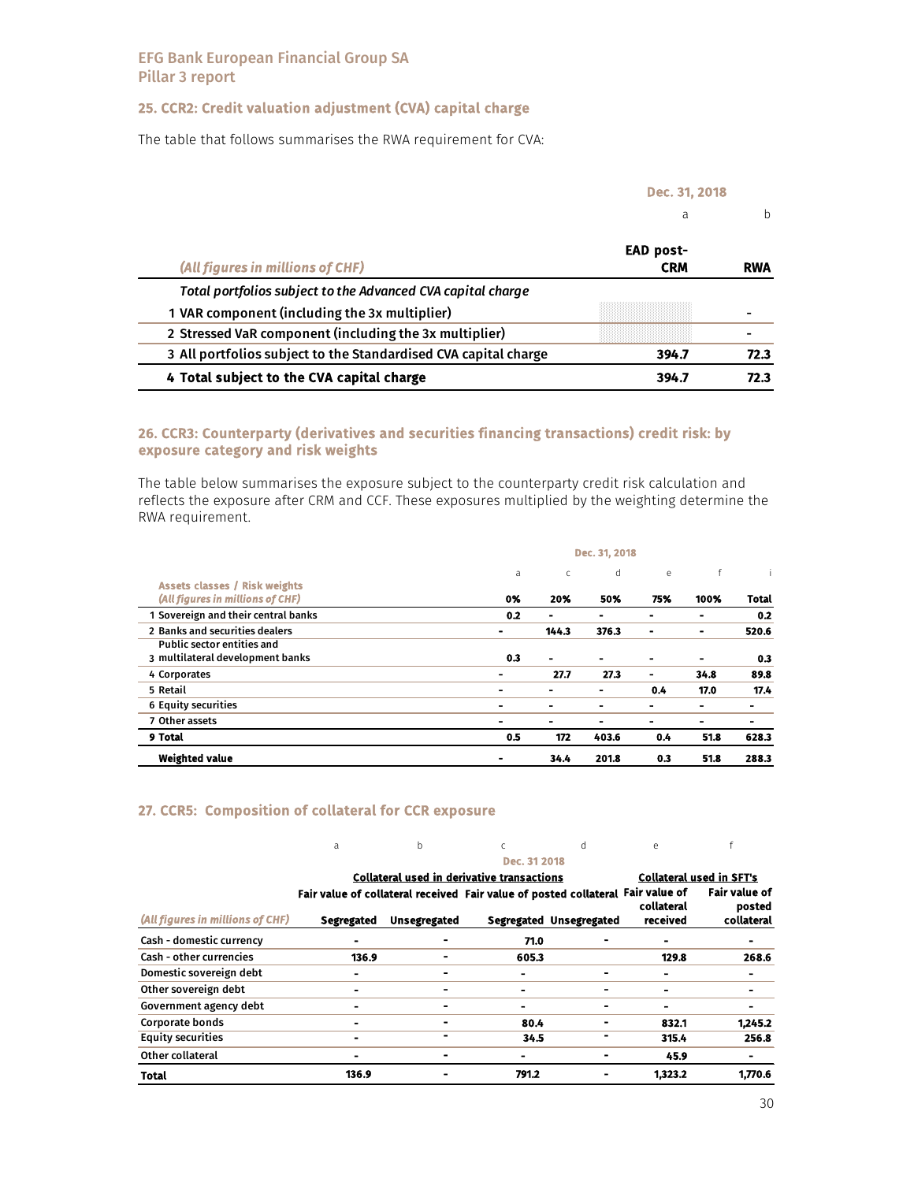## 25. CCR2: Credit valuation adjustment (CVA) capital charge

The table that follows summarises the RWA requirement for CVA:

| | Dec. 31, 2018 | |
|---|---|---|
| | a | b |
| *(All figures in millions of CHF)* | EAD post-CRM | RWA |
| *Total portfolios subject to the Advanced CVA capital charge* | | |
| 1 VAR component (including the 3x multiplier) | | - |
| 2 Stressed VaR component (including the 3x multiplier) | | - |
| 3 All portfolios subject to the Standardised CVA capital charge | 394.7 | 72.3 |
| **4 Total subject to the CVA capital charge** | **394.7** | **72.3** |

## 26. CCR3: Counterparty (derivatives and securities financing transactions) credit risk: by exposure category and risk weights

The table below summarises the exposure subject to the counterparty credit risk calculation and reflects the exposure after CRM and CCF. These exposures multiplied by the weighting determine the RWA requirement.

| | Dec. 31, 2018 | | | | | |
|---|---|---|---|---|---|---|
| | a | c | d | e | f | i |
| **Assets classes / Risk weights** *(All figures in millions of CHF)* | **0%** | **20%** | **50%** | **75%** | **100%** | **Total** |
| 1 Sovereign and their central banks | 0.2 | - | - | - | - | 0.2 |
| 2 Banks and securities dealers | - | 144.3 | 376.3 | - | - | 520.6 |
| 3 Public sector entities and multilateral development banks | 0.3 | - | - | - | - | 0.3 |
| 4 Corporates | - | 27.7 | 27.3 | - | 34.8 | 89.8 |
| 5 Retail | - | - | - | 0.4 | 17.0 | 17.4 |
| 6 Equity securities | - | - | - | - | - | - |
| 7 Other assets | - | - | - | - | - | - |
| **9 Total** | **0.5** | **172** | **403.6** | **0.4** | **51.8** | **628.3** |
| **Weighted value** | **-** | **34.4** | **201.8** | **0.3** | **51.8** | **288.3** |

## 27. CCR5: Composition of collateral for CCR exposure

| | a | b | c | d | e | f |
|---|---|---|---|---|---|---|
| | Dec. 31 2018 | | | | | |
| | Collateral used in derivative transactions | | | | Collateral used in SFT's | |
| | Fair value of collateral received | | Fair value of posted collateral | | Fair value of collateral received | Fair value of posted collateral |
| *(All figures in millions of CHF)* | Segregated | Unsegregated | Segregated | Unsegregated | | |
| Cash - domestic currency | - | - | 71.0 | - | - | - |
| Cash - other currencies | 136.9 | - | 605.3 | | 129.8 | 268.6 |
| Domestic sovereign debt | - | - | - | - | - | - |
| Other sovereign debt | - | - | - | - | - | - |
| Government agency debt | - | - | - | - | - | - |
| Corporate bonds | - | - | 80.4 | - | 832.1 | 1,245.2 |
| Equity securities | - | - | 34.5 | - | 315.4 | 256.8 |
| Other collateral | - | - | - | - | 45.9 | - |
| **Total** | **136.9** | **-** | **791.2** | **-** | **1,323.2** | **1,770.6** |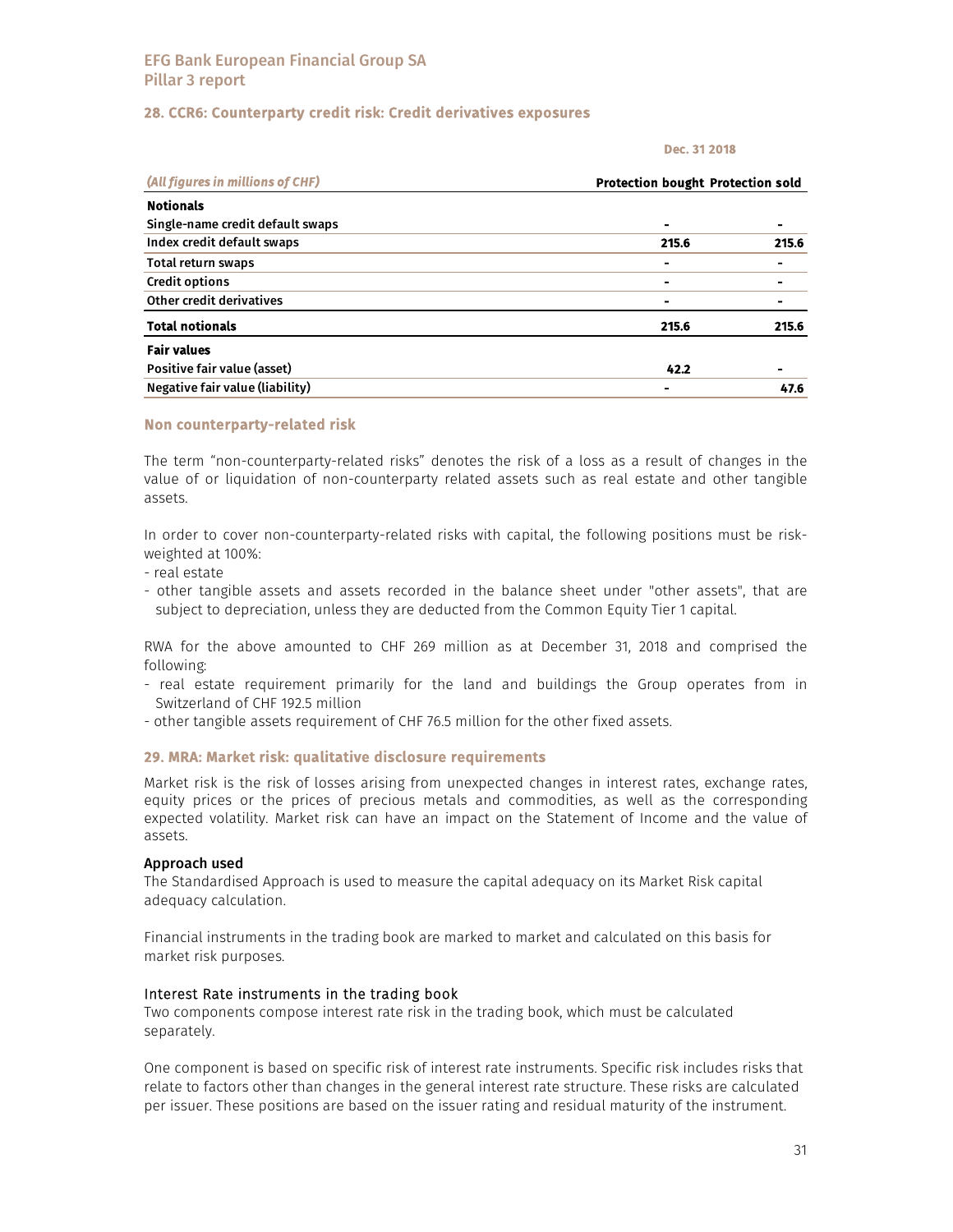## 28. CCR6: Counterparty credit risk: Credit derivatives exposures

| *(All figures in millions of CHF)* | Dec. 31 2018 | |
|---|---|---|
| | **Protection bought** | **Protection sold** |
| **Notionals** | | |
| **Single-name credit default swaps** | - | - |
| **Index credit default swaps** | **215.6** | **215.6** |
| **Total return swaps** | - | - |
| **Credit options** | - | - |
| **Other credit derivatives** | - | - |
| **Total notionals** | **215.6** | **215.6** |
| **Fair values** | | |
| **Positive fair value (asset)** | **42.2** | - |
| **Negative fair value (liability)** | - | **47.6** |

### Non counterparty-related risk

The term "non-counterparty-related risks" denotes the risk of a loss as a result of changes in the value of or liquidation of non-counterparty related assets such as real estate and other tangible assets.

In order to cover non-counterparty-related risks with capital, the following positions must be risk-weighted at 100%:

- real estate
- other tangible assets and assets recorded in the balance sheet under "other assets", that are subject to depreciation, unless they are deducted from the Common Equity Tier 1 capital.

RWA for the above amounted to CHF 269 million as at December 31, 2018 and comprised the following:

- real estate requirement primarily for the land and buildings the Group operates from in Switzerland of CHF 192.5 million
- other tangible assets requirement of CHF 76.5 million for the other fixed assets.

## 29. MRA: Market risk: qualitative disclosure requirements

Market risk is the risk of losses arising from unexpected changes in interest rates, exchange rates, equity prices or the prices of precious metals and commodities, as well as the corresponding expected volatility. Market risk can have an impact on the Statement of Income and the value of assets.

### Approach used

The Standardised Approach is used to measure the capital adequacy on its Market Risk capital adequacy calculation.

Financial instruments in the trading book are marked to market and calculated on this basis for market risk purposes.

### Interest Rate instruments in the trading book

Two components compose interest rate risk in the trading book, which must be calculated separately.

One component is based on specific risk of interest rate instruments. Specific risk includes risks that relate to factors other than changes in the general interest rate structure. These risks are calculated per issuer. These positions are based on the issuer rating and residual maturity of the instrument.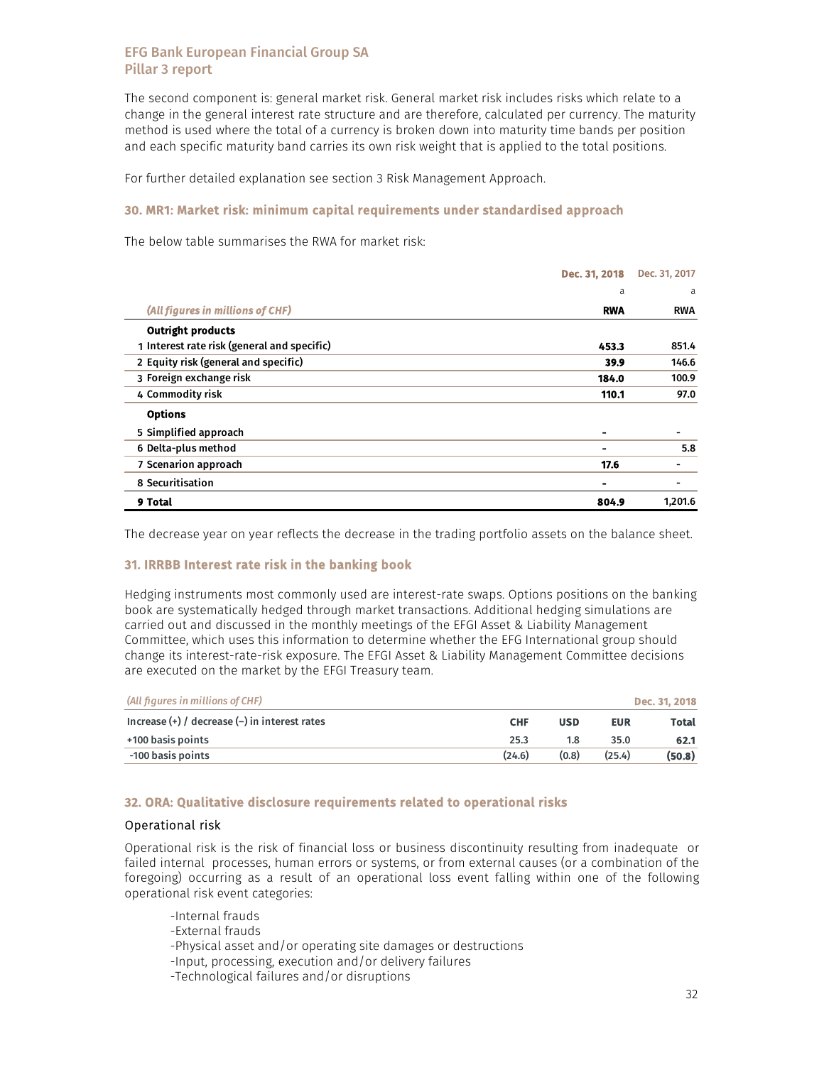The second component is: general market risk. General market risk includes risks which relate to a change in the general interest rate structure and are therefore, calculated per currency. The maturity method is used where the total of a currency is broken down into maturity time bands per position and each specific maturity band carries its own risk weight that is applied to the total positions.

For further detailed explanation see section 3 Risk Management Approach.

## 30. MR1: Market risk: minimum capital requirements under standardised approach

The below table summarises the RWA for market risk:

| | Dec. 31, 2018 | Dec. 31, 2017 |
|---|---|---|
| | a | a |
| *(All figures in millions of CHF)* | **RWA** | **RWA** |
| **Outright products** | | |
| 1 Interest rate risk (general and specific) | **453.3** | 851.4 |
| 2 Equity risk (general and specific) | **39.9** | 146.6 |
| 3 Foreign exchange risk | **184.0** | 100.9 |
| 4 Commodity risk | **110.1** | 97.0 |
| **Options** | | |
| 5 Simplified approach | - | - |
| 6 Delta-plus method | - | 5.8 |
| 7 Scenarion approach | **17.6** | - |
| 8 Securitisation | - | - |
| **9 Total** | **804.9** | **1,201.6** |

The decrease year on year reflects the decrease in the trading portfolio assets on the balance sheet.

## 31. IRRBB Interest rate risk in the banking book

Hedging instruments most commonly used are interest-rate swaps. Options positions on the banking book are systematically hedged through market transactions. Additional hedging simulations are carried out and discussed in the monthly meetings of the EFGI Asset & Liability Management Committee, which uses this information to determine whether the EFG International group should change its interest-rate-risk exposure. The EFGI Asset & Liability Management Committee decisions are executed on the market by the EFGI Treasury team.

| *(All figures in millions of CHF)* | | | | Dec. 31, 2018 |
|---|---|---|---|---|
| Increase (+) / decrease (–) in interest rates | CHF | USD | EUR | Total |
| +100 basis points | 25.3 | 1.8 | 35.0 | **62.1** |
| -100 basis points | (24.6) | (0.8) | (25.4) | **(50.8)** |

## 32. ORA: Qualitative disclosure requirements related to operational risks

### Operational risk

Operational risk is the risk of financial loss or business discontinuity resulting from inadequate or failed internal processes, human errors or systems, or from external causes (or a combination of the foregoing) occurring as a result of an operational loss event falling within one of the following operational risk event categories:

- Internal frauds
- External frauds
- Physical asset and/or operating site damages or destructions
- Input, processing, execution and/or delivery failures
- Technological failures and/or disruptions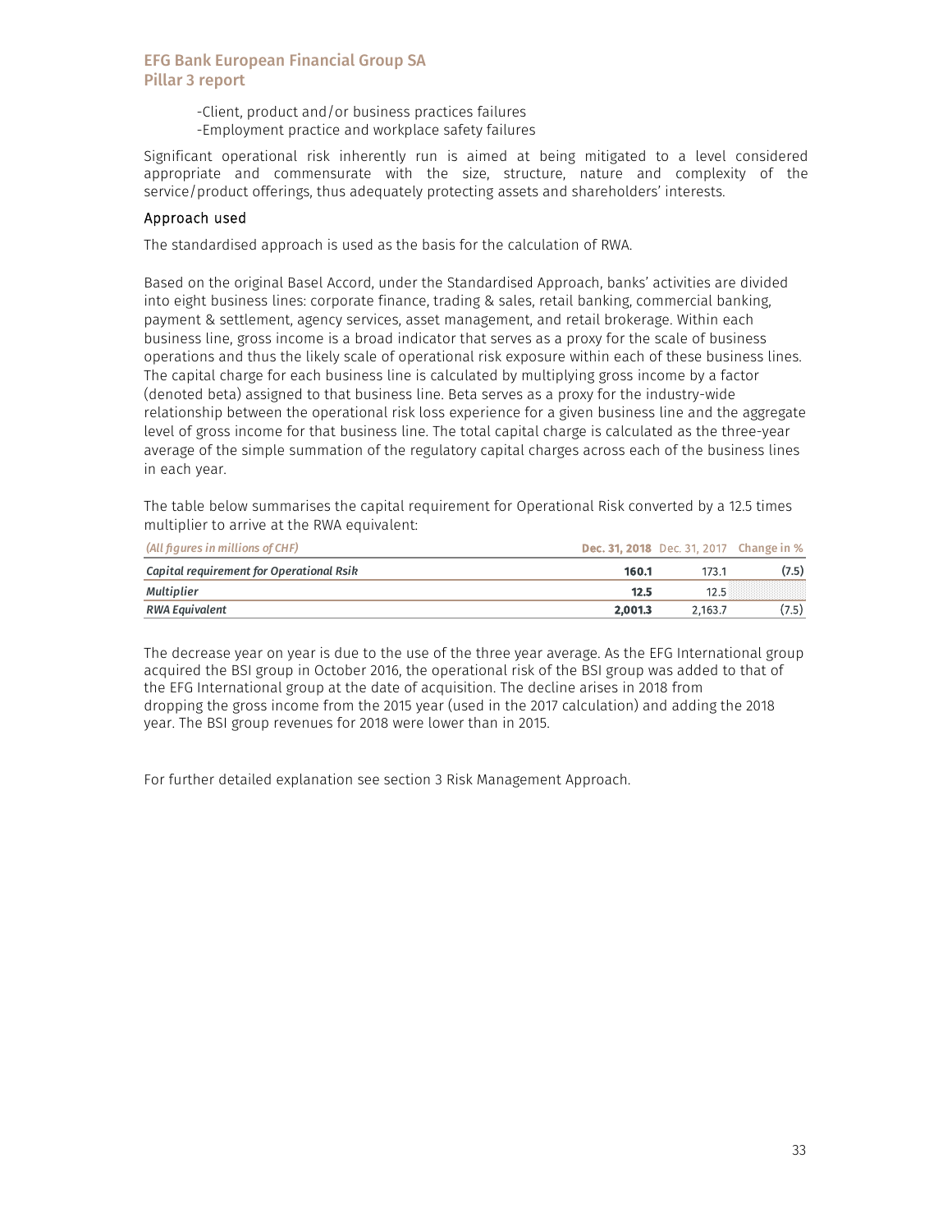-Client, product and/or business practices failures
-Employment practice and workplace safety failures

Significant operational risk inherently run is aimed at being mitigated to a level considered appropriate and commensurate with the size, structure, nature and complexity of the service/product offerings, thus adequately protecting assets and shareholders' interests.

### Approach used

The standardised approach is used as the basis for the calculation of RWA.

Based on the original Basel Accord, under the Standardised Approach, banks' activities are divided into eight business lines: corporate finance, trading & sales, retail banking, commercial banking, payment & settlement, agency services, asset management, and retail brokerage. Within each business line, gross income is a broad indicator that serves as a proxy for the scale of business operations and thus the likely scale of operational risk exposure within each of these business lines. The capital charge for each business line is calculated by multiplying gross income by a factor (denoted beta) assigned to that business line. Beta serves as a proxy for the industry-wide relationship between the operational risk loss experience for a given business line and the aggregate level of gross income for that business line. The total capital charge is calculated as the three-year average of the simple summation of the regulatory capital charges across each of the business lines in each year.

The table below summarises the capital requirement for Operational Risk converted by a 12.5 times multiplier to arrive at the RWA equivalent:

| *(All figures in millions of CHF)* | **Dec. 31, 2018** | Dec. 31, 2017 | Change in % |
|---|---|---|---|
| ***Capital requirement for Operational Rsik*** | **160.1** | 173.1 | (7.5) |
| ***Multiplier*** | **12.5** | 12.5 | |
| ***RWA Equivalent*** | **2,001.3** | 2,163.7 | (7.5) |

The decrease year on year is due to the use of the three year average. As the EFG International group acquired the BSI group in October 2016, the operational risk of the BSI group was added to that of the EFG International group at the date of acquisition. The decline arises in 2018 from dropping the gross income from the 2015 year (used in the 2017 calculation) and adding the 2018 year. The BSI group revenues for 2018 were lower than in 2015.

For further detailed explanation see section 3 Risk Management Approach.